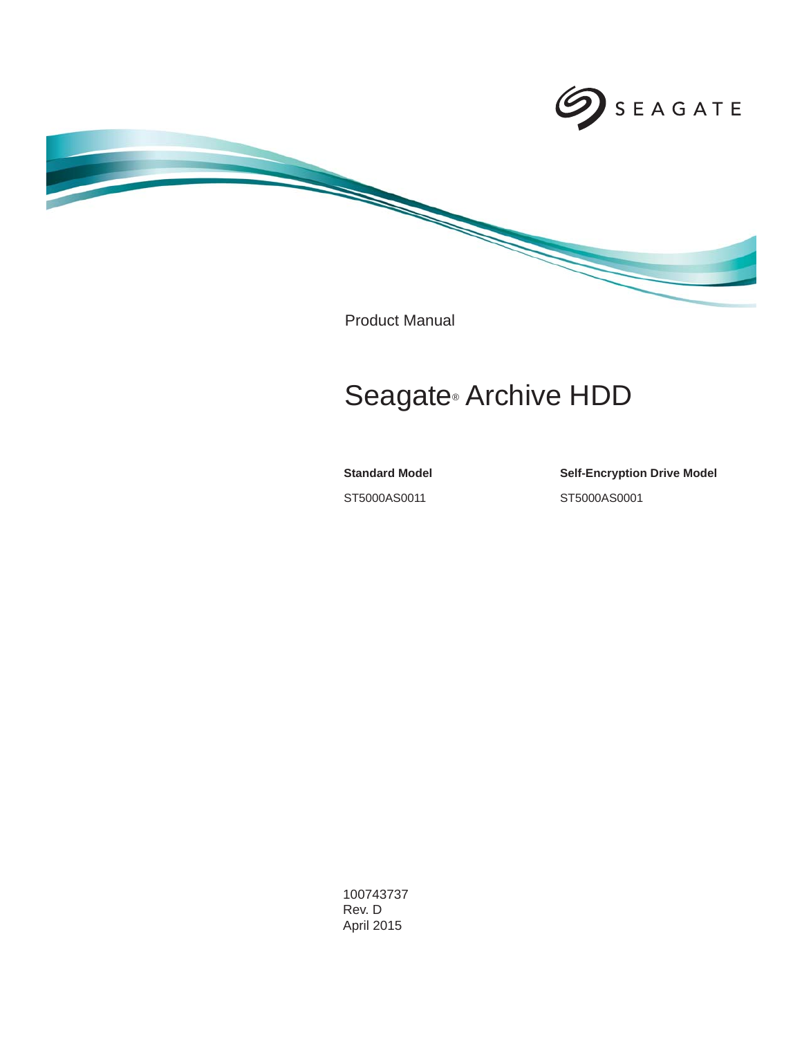SEAGATE

Product Manual

# Seagate® Archive HDD

| **Standard Model** | **Self-Encryption Drive Model** |
| --- | --- |
| ST5000AS0011 | ST5000AS0001 |

100743737
Rev. D
April 2015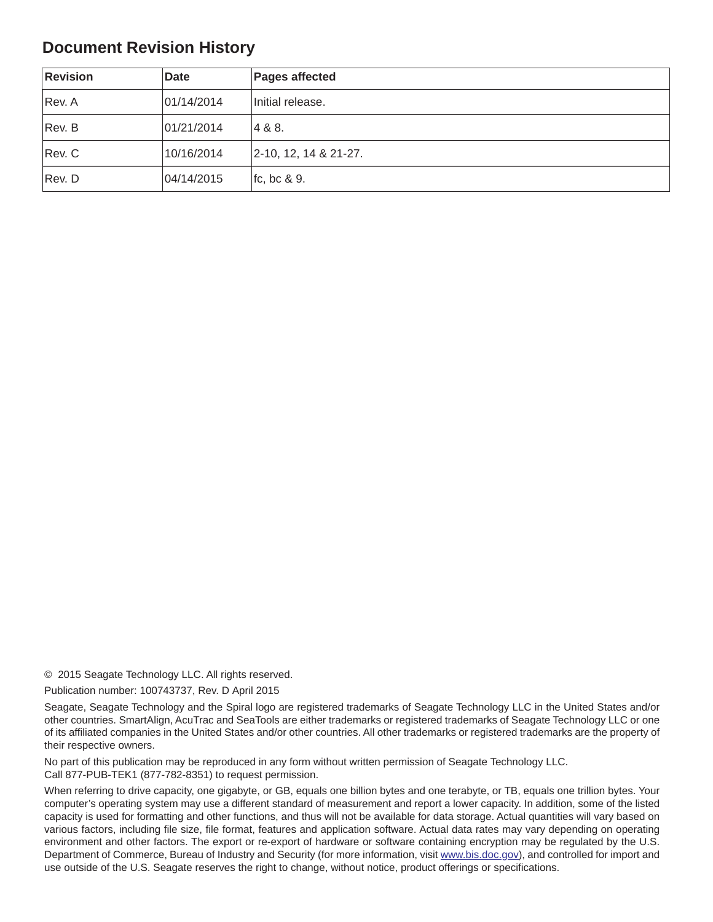## Document Revision History

| Revision | Date | Pages affected |
|---|---|---|
| Rev. A | 01/14/2014 | Initial release. |
| Rev. B | 01/21/2014 | 4 & 8. |
| Rev. C | 10/16/2014 | 2-10, 12, 14 & 21-27. |
| Rev. D | 04/14/2015 | fc, bc & 9. |

© 2015 Seagate Technology LLC. All rights reserved.

Publication number: 100743737, Rev. D April 2015

Seagate, Seagate Technology and the Spiral logo are registered trademarks of Seagate Technology LLC in the United States and/or other countries. SmartAlign, AcuTrac and SeaTools are either trademarks or registered trademarks of Seagate Technology LLC or one of its affiliated companies in the United States and/or other countries. All other trademarks or registered trademarks are the property of their respective owners.

No part of this publication may be reproduced in any form without written permission of Seagate Technology LLC.
Call 877-PUB-TEK1 (877-782-8351) to request permission.

When referring to drive capacity, one gigabyte, or GB, equals one billion bytes and one terabyte, or TB, equals one trillion bytes. Your computer's operating system may use a different standard of measurement and report a lower capacity. In addition, some of the listed capacity is used for formatting and other functions, and thus will not be available for data storage. Actual quantities will vary based on various factors, including file size, file format, features and application software. Actual data rates may vary depending on operating environment and other factors. The export or re-export of hardware or software containing encryption may be regulated by the U.S. Department of Commerce, Bureau of Industry and Security (for more information, visit www.bis.doc.gov), and controlled for import and use outside of the U.S. Seagate reserves the right to change, without notice, product offerings or specifications.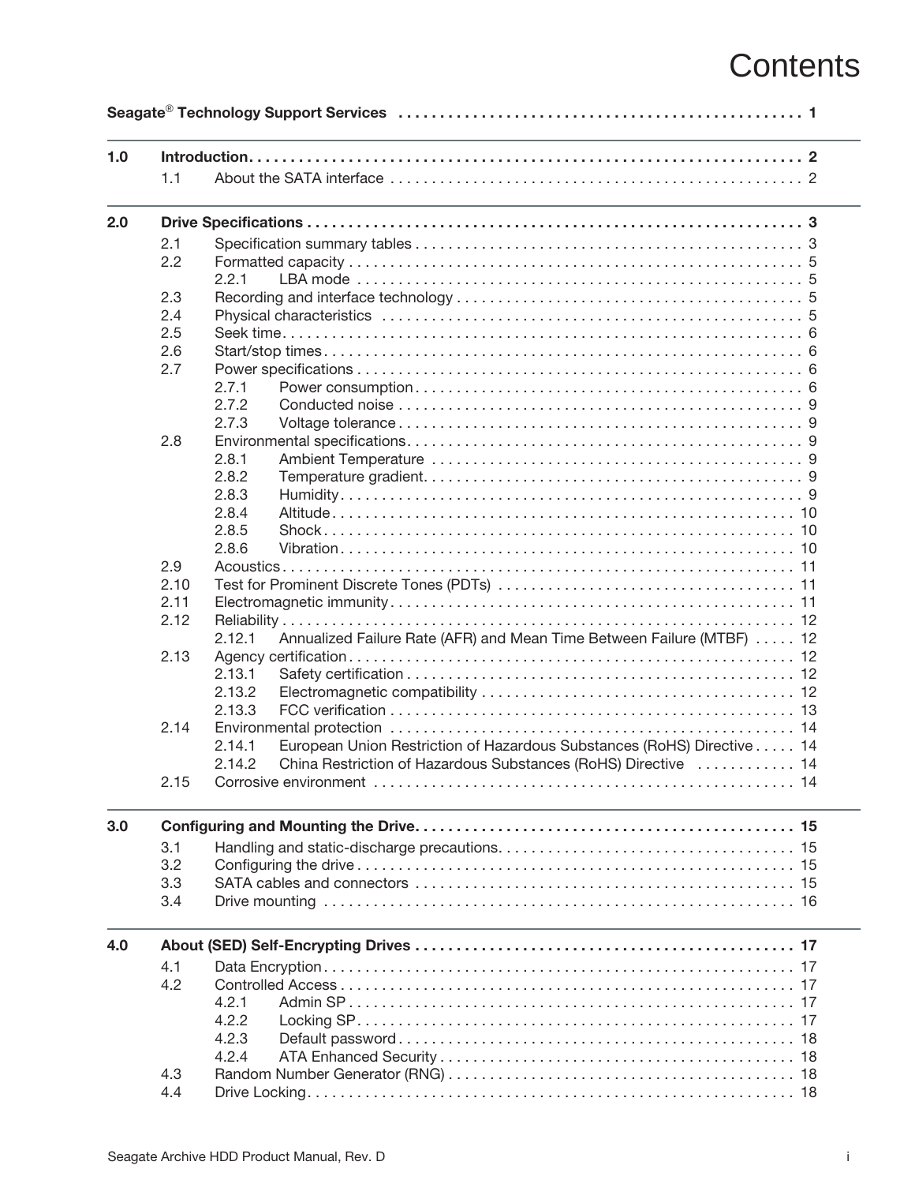# Contents

**Seagate® Technology Support Services . . . 1**

**1.0 Introduction . . . 2**

- 1.1 About the SATA interface . . . 2

**2.0 Drive Specifications . . . 3**

- 2.1 Specification summary tables . . . 3
- 2.2 Formatted capacity . . . 5
  - 2.2.1 LBA mode . . . 5
- 2.3 Recording and interface technology . . . 5
- 2.4 Physical characteristics . . . 5
- 2.5 Seek time . . . 6
- 2.6 Start/stop times . . . 6
- 2.7 Power specifications . . . 6
  - 2.7.1 Power consumption . . . 6
  - 2.7.2 Conducted noise . . . 9
  - 2.7.3 Voltage tolerance . . . 9
- 2.8 Environmental specifications . . . 9
  - 2.8.1 Ambient Temperature . . . 9
  - 2.8.2 Temperature gradient . . . 9
  - 2.8.3 Humidity . . . 9
  - 2.8.4 Altitude . . . 10
  - 2.8.5 Shock . . . 10
  - 2.8.6 Vibration . . . 10
- 2.9 Acoustics . . . 11
- 2.10 Test for Prominent Discrete Tones (PDTs) . . . 11
- 2.11 Electromagnetic immunity . . . 11
- 2.12 Reliability . . . 12
  - 2.12.1 Annualized Failure Rate (AFR) and Mean Time Between Failure (MTBF) . . . 12
- 2.13 Agency certification . . . 12
  - 2.13.1 Safety certification . . . 12
  - 2.13.2 Electromagnetic compatibility . . . 12
  - 2.13.3 FCC verification . . . 13
- 2.14 Environmental protection . . . 14
  - 2.14.1 European Union Restriction of Hazardous Substances (RoHS) Directive . . . 14
  - 2.14.2 China Restriction of Hazardous Substances (RoHS) Directive . . . 14
- 2.15 Corrosive environment . . . 14

**3.0 Configuring and Mounting the Drive . . . 15**

- 3.1 Handling and static-discharge precautions . . . 15
- 3.2 Configuring the drive . . . 15
- 3.3 SATA cables and connectors . . . 15
- 3.4 Drive mounting . . . 16

**4.0 About (SED) Self-Encrypting Drives . . . 17**

- 4.1 Data Encryption . . . 17
- 4.2 Controlled Access . . . 17
  - 4.2.1 Admin SP . . . 17
  - 4.2.2 Locking SP . . . 17
  - 4.2.3 Default password . . . 18
  - 4.2.4 ATA Enhanced Security . . . 18
- 4.3 Random Number Generator (RNG) . . . 18
- 4.4 Drive Locking . . . 18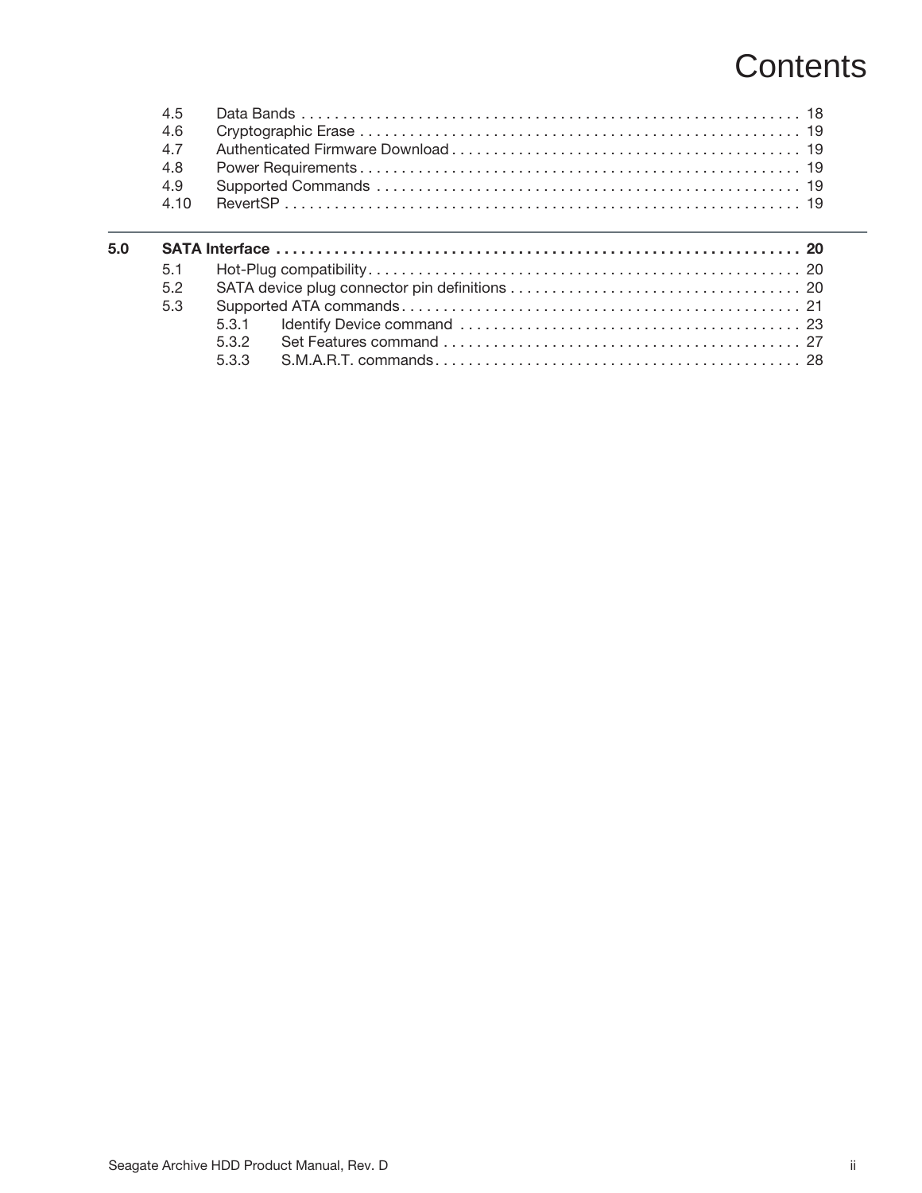# Contents

| | | | |
|---|---|---|---|
| 4.5 | Data Bands | | 18 |
| 4.6 | Cryptographic Erase | | 19 |
| 4.7 | Authenticated Firmware Download | | 19 |
| 4.8 | Power Requirements | | 19 |
| 4.9 | Supported Commands | | 19 |
| 4.10 | RevertSP | | 19 |

**5.0 SATA Interface . . . . . 20**

| | | | |
|---|---|---|---|
| 5.1 | Hot-Plug compatibility | | 20 |
| 5.2 | SATA device plug connector pin definitions | | 20 |
| 5.3 | Supported ATA commands | | 21 |
| | 5.3.1 | Identify Device command | 23 |
| | 5.3.2 | Set Features command | 27 |
| | 5.3.3 | S.M.A.R.T. commands | 28 |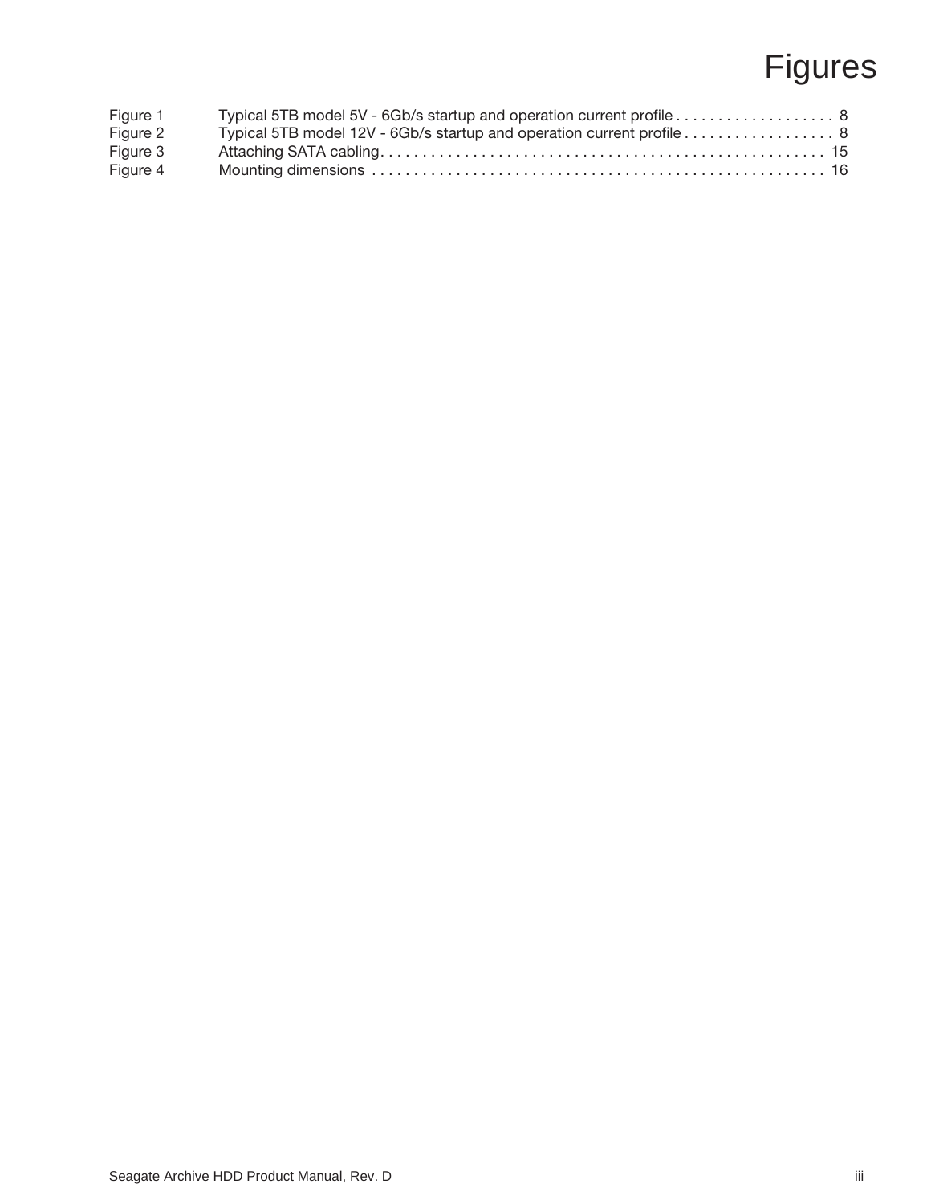# Figures

| | | |
|---|---|---|
| Figure 1 | Typical 5TB model 5V - 6Gb/s startup and operation current profile | 8 |
| Figure 2 | Typical 5TB model 12V - 6Gb/s startup and operation current profile | 8 |
| Figure 3 | Attaching SATA cabling | 15 |
| Figure 4 | Mounting dimensions | 16 |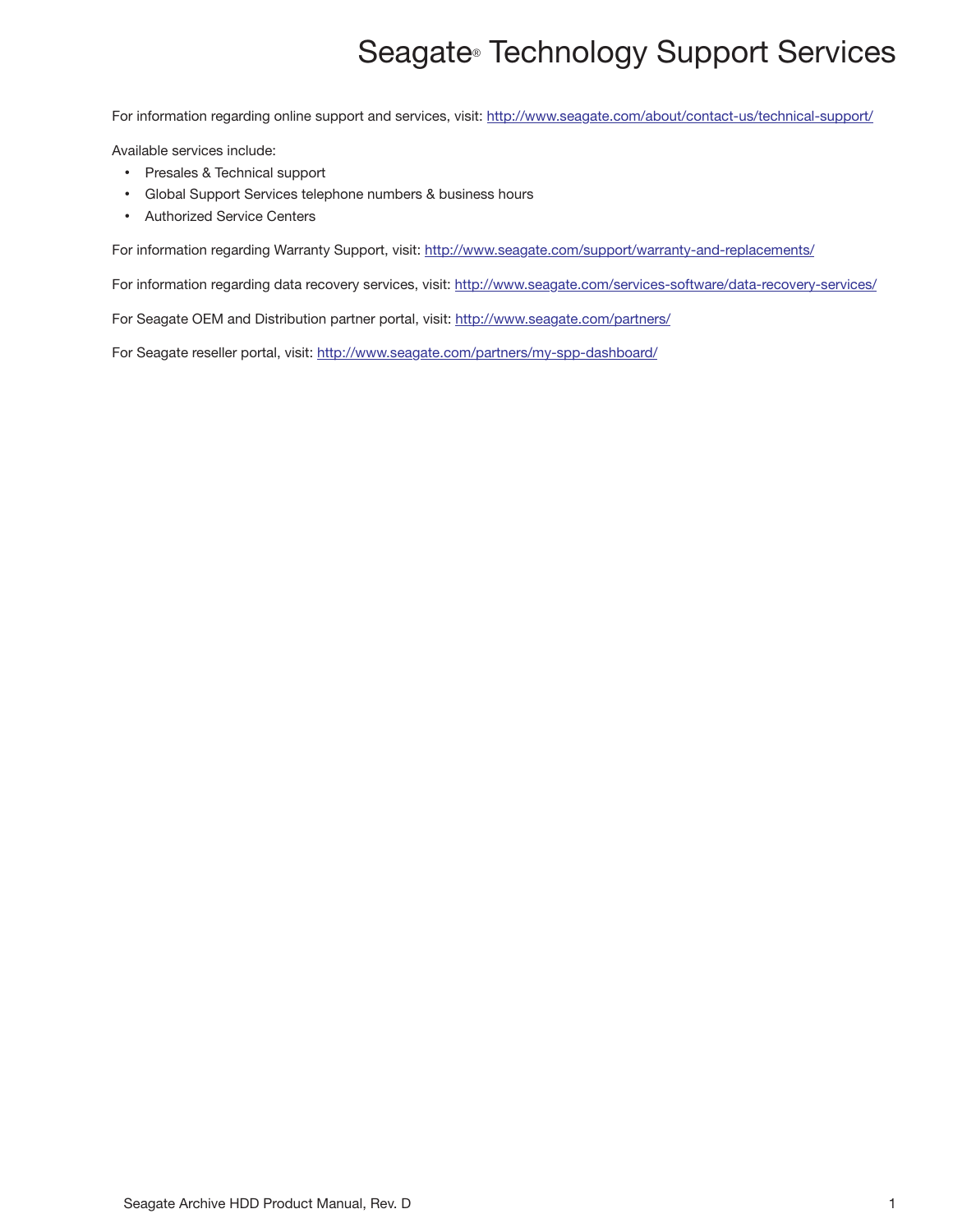# Seagate® Technology Support Services

For information regarding online support and services, visit: http://www.seagate.com/about/contact-us/technical-support/

Available services include:

- Presales & Technical support
- Global Support Services telephone numbers & business hours
- Authorized Service Centers

For information regarding Warranty Support, visit: http://www.seagate.com/support/warranty-and-replacements/

For information regarding data recovery services, visit: http://www.seagate.com/services-software/data-recovery-services/

For Seagate OEM and Distribution partner portal, visit: http://www.seagate.com/partners/

For Seagate reseller portal, visit: http://www.seagate.com/partners/my-spp-dashboard/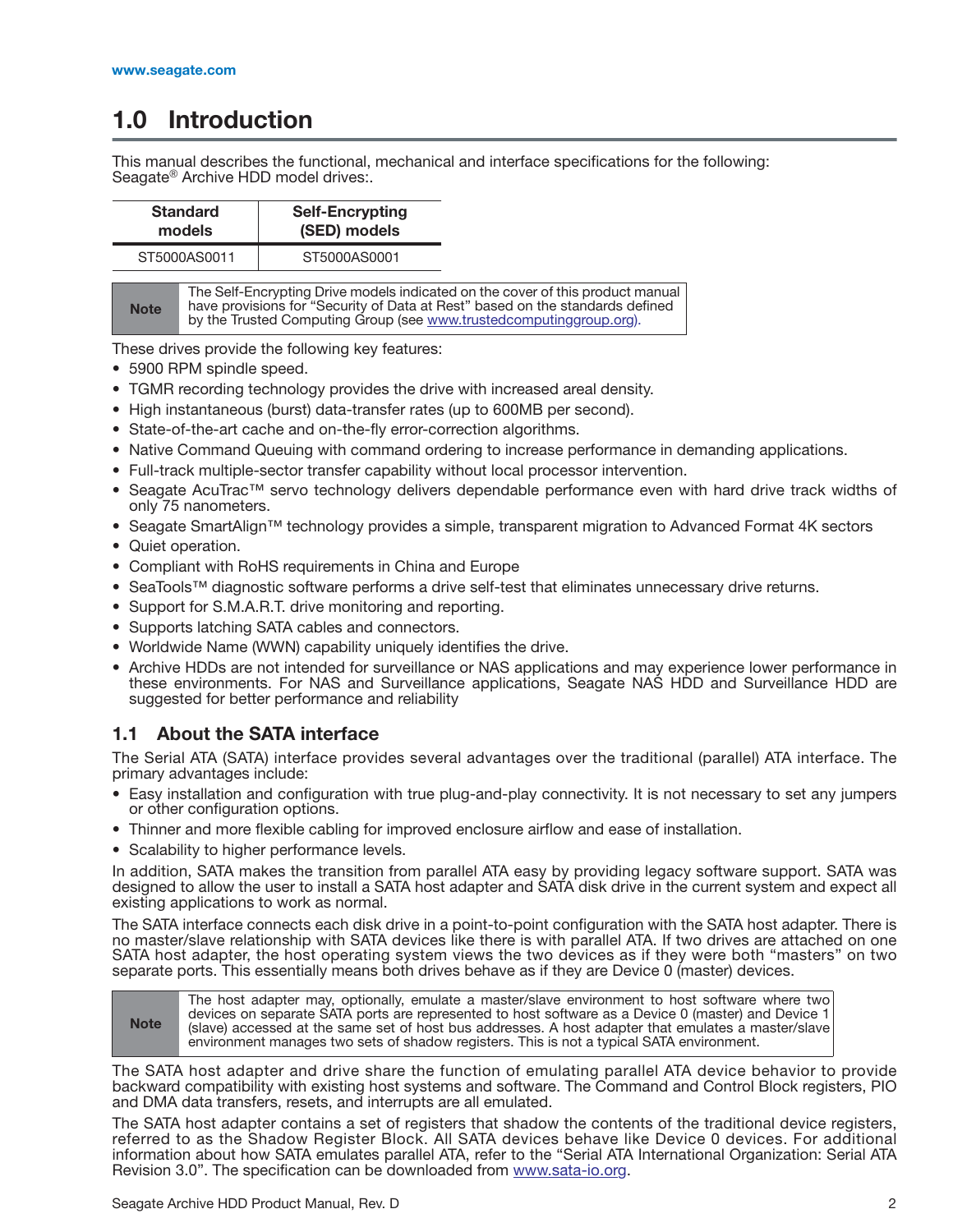# 1.0 Introduction

This manual describes the functional, mechanical and interface specifications for the following: Seagate® Archive HDD model drives:.

| Standard models | Self-Encrypting (SED) models |
|---|---|
| ST5000AS0011 | ST5000AS0001 |

| Note | The Self-Encrypting Drive models indicated on the cover of this product manual have provisions for "Security of Data at Rest" based on the standards defined by the Trusted Computing Group (see www.trustedcomputinggroup.org). |
|---|---|

These drives provide the following key features:

- 5900 RPM spindle speed.
- TGMR recording technology provides the drive with increased areal density.
- High instantaneous (burst) data-transfer rates (up to 600MB per second).
- State-of-the-art cache and on-the-fly error-correction algorithms.
- Native Command Queuing with command ordering to increase performance in demanding applications.
- Full-track multiple-sector transfer capability without local processor intervention.
- Seagate AcuTrac™ servo technology delivers dependable performance even with hard drive track widths of only 75 nanometers.
- Seagate SmartAlign™ technology provides a simple, transparent migration to Advanced Format 4K sectors
- Quiet operation.
- Compliant with RoHS requirements in China and Europe
- SeaTools™ diagnostic software performs a drive self-test that eliminates unnecessary drive returns.
- Support for S.M.A.R.T. drive monitoring and reporting.
- Supports latching SATA cables and connectors.
- Worldwide Name (WWN) capability uniquely identifies the drive.
- Archive HDDs are not intended for surveillance or NAS applications and may experience lower performance in these environments. For NAS and Surveillance applications, Seagate NAS HDD and Surveillance HDD are suggested for better performance and reliability

## 1.1 About the SATA interface

The Serial ATA (SATA) interface provides several advantages over the traditional (parallel) ATA interface. The primary advantages include:

- Easy installation and configuration with true plug-and-play connectivity. It is not necessary to set any jumpers or other configuration options.
- Thinner and more flexible cabling for improved enclosure airflow and ease of installation.
- Scalability to higher performance levels.

In addition, SATA makes the transition from parallel ATA easy by providing legacy software support. SATA was designed to allow the user to install a SATA host adapter and SATA disk drive in the current system and expect all existing applications to work as normal.

The SATA interface connects each disk drive in a point-to-point configuration with the SATA host adapter. There is no master/slave relationship with SATA devices like there is with parallel ATA. If two drives are attached on one SATA host adapter, the host operating system views the two devices as if they were both "masters" on two separate ports. This essentially means both drives behave as if they are Device 0 (master) devices.

| Note | The host adapter may, optionally, emulate a master/slave environment to host software where two devices on separate SATA ports are represented to host software as a Device 0 (master) and Device 1 (slave) accessed at the same set of host bus addresses. A host adapter that emulates a master/slave environment manages two sets of shadow registers. This is not a typical SATA environment. |
|---|---|

The SATA host adapter and drive share the function of emulating parallel ATA device behavior to provide backward compatibility with existing host systems and software. The Command and Control Block registers, PIO and DMA data transfers, resets, and interrupts are all emulated.

The SATA host adapter contains a set of registers that shadow the contents of the traditional device registers, referred to as the Shadow Register Block. All SATA devices behave like Device 0 devices. For additional information about how SATA emulates parallel ATA, refer to the "Serial ATA International Organization: Serial ATA Revision 3.0". The specification can be downloaded from www.sata-io.org.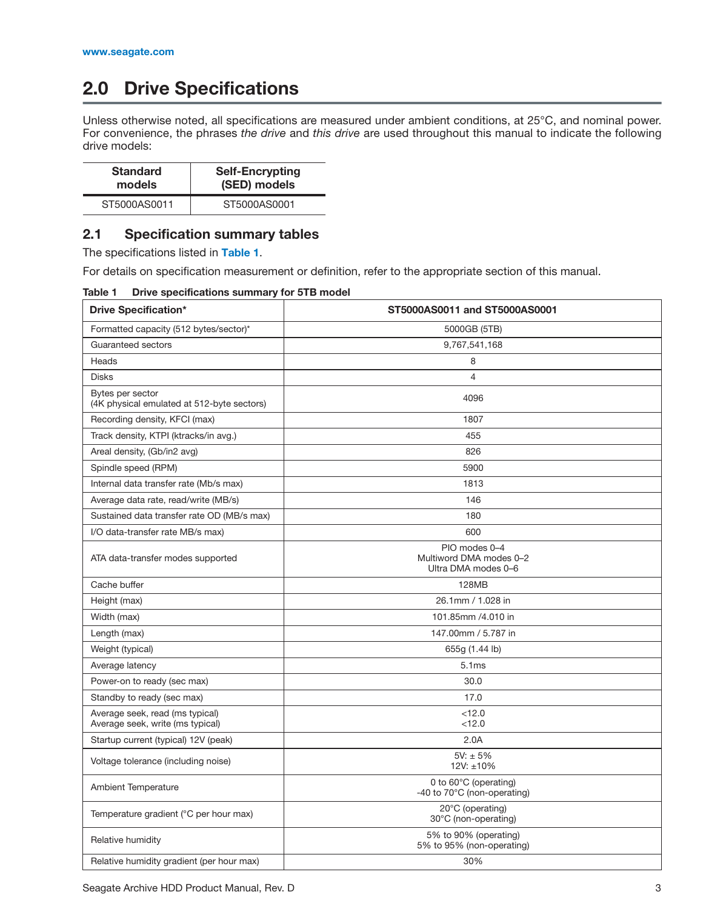# 2.0 Drive Specifications

Unless otherwise noted, all specifications are measured under ambient conditions, at 25°C, and nominal power. For convenience, the phrases *the drive* and *this drive* are used throughout this manual to indicate the following drive models:

| Standard models | Self-Encrypting (SED) models |
|---|---|
| ST5000AS0011 | ST5000AS0001 |

## 2.1 Specification summary tables

The specifications listed in **Table 1**.

For details on specification measurement or definition, refer to the appropriate section of this manual.

**Table 1 Drive specifications summary for 5TB model**

| Drive Specification* | ST5000AS0011 and ST5000AS0001 |
|---|---|
| Formatted capacity (512 bytes/sector)* | 5000GB (5TB) |
| Guaranteed sectors | 9,767,541,168 |
| Heads | 8 |
| Disks | 4 |
| Bytes per sector<br>(4K physical emulated at 512-byte sectors) | 4096 |
| Recording density, KFCI (max) | 1807 |
| Track density, KTPI (ktracks/in avg.) | 455 |
| Areal density, (Gb/in2 avg) | 826 |
| Spindle speed (RPM) | 5900 |
| Internal data transfer rate (Mb/s max) | 1813 |
| Average data rate, read/write (MB/s) | 146 |
| Sustained data transfer rate OD (MB/s max) | 180 |
| I/O data-transfer rate MB/s max) | 600 |
| ATA data-transfer modes supported | PIO modes 0–4<br>Multiword DMA modes 0–2<br>Ultra DMA modes 0–6 |
| Cache buffer | 128MB |
| Height (max) | 26.1mm / 1.028 in |
| Width (max) | 101.85mm /4.010 in |
| Length (max) | 147.00mm / 5.787 in |
| Weight (typical) | 655g (1.44 lb) |
| Average latency | 5.1ms |
| Power-on to ready (sec max) | 30.0 |
| Standby to ready (sec max) | 17.0 |
| Average seek, read (ms typical)<br>Average seek, write (ms typical) | <12.0<br><12.0 |
| Startup current (typical) 12V (peak) | 2.0A |
| Voltage tolerance (including noise) | 5V: ± 5%<br>12V: ±10% |
| Ambient Temperature | 0 to 60°C (operating)<br>-40 to 70°C (non-operating) |
| Temperature gradient (°C per hour max) | 20°C (operating)<br>30°C (non-operating) |
| Relative humidity | 5% to 90% (operating)<br>5% to 95% (non-operating) |
| Relative humidity gradient (per hour max) | 30% |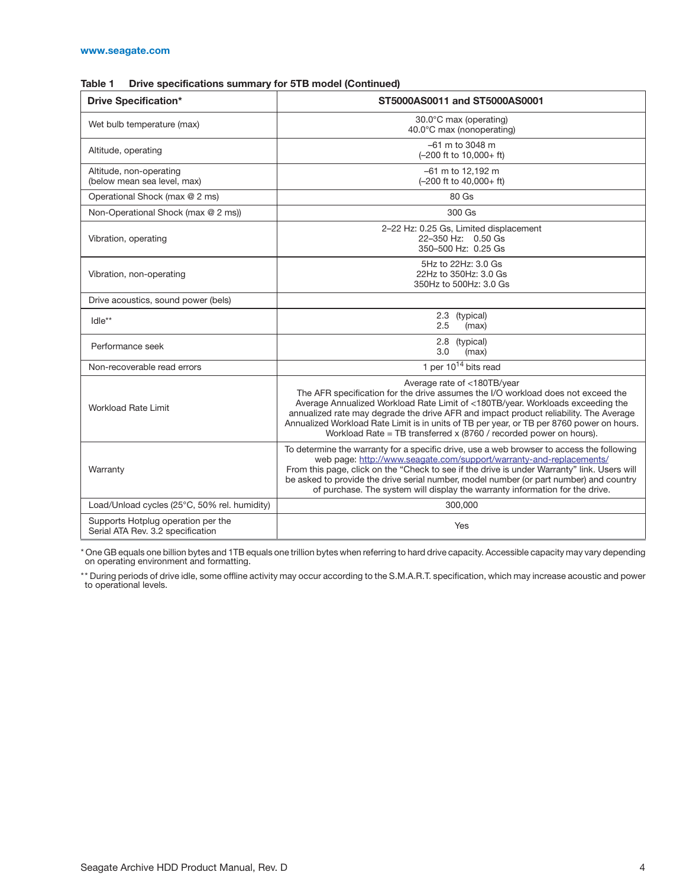**Table 1 Drive specifications summary for 5TB model (Continued)**

| Drive Specification* | ST5000AS0011 and ST5000AS0001 |
|---|---|
| Wet bulb temperature (max) | 30.0°C max (operating)<br>40.0°C max (nonoperating) |
| Altitude, operating | –61 m to 3048 m<br>(–200 ft to 10,000+ ft) |
| Altitude, non-operating<br>(below mean sea level, max) | –61 m to 12,192 m<br>(–200 ft to 40,000+ ft) |
| Operational Shock (max @ 2 ms) | 80 Gs |
| Non-Operational Shock (max @ 2 ms)) | 300 Gs |
| Vibration, operating | 2–22 Hz: 0.25 Gs, Limited displacement<br>22–350 Hz: 0.50 Gs<br>350–500 Hz: 0.25 Gs |
| Vibration, non-operating | 5Hz to 22Hz: 3.0 Gs<br>22Hz to 350Hz: 3.0 Gs<br>350Hz to 500Hz: 3.0 Gs |
| Drive acoustics, sound power (bels) | |
| Idle** | 2.3 (typical)<br>2.5 (max) |
| Performance seek | 2.8 (typical)<br>3.0 (max) |
| Non-recoverable read errors | 1 per $10^{14}$ bits read |
| Workload Rate Limit | Average rate of <180TB/year<br>The AFR specification for the drive assumes the I/O workload does not exceed the Average Annualized Workload Rate Limit of <180TB/year. Workloads exceeding the annualized rate may degrade the drive AFR and impact product reliability. The Average Annualized Workload Rate Limit is in units of TB per year, or TB per 8760 power on hours. Workload Rate = TB transferred x (8760 / recorded power on hours). |
| Warranty | To determine the warranty for a specific drive, use a web browser to access the following web page: http://www.seagate.com/support/warranty-and-replacements/<br>From this page, click on the "Check to see if the drive is under Warranty" link. Users will be asked to provide the drive serial number, model number (or part number) and country of purchase. The system will display the warranty information for the drive. |
| Load/Unload cycles (25°C, 50% rel. humidity) | 300,000 |
| Supports Hotplug operation per the Serial ATA Rev. 3.2 specification | Yes |

\* One GB equals one billion bytes and 1TB equals one trillion bytes when referring to hard drive capacity. Accessible capacity may vary depending on operating environment and formatting.

\*\* During periods of drive idle, some offline activity may occur according to the S.M.A.R.T. specification, which may increase acoustic and power to operational levels.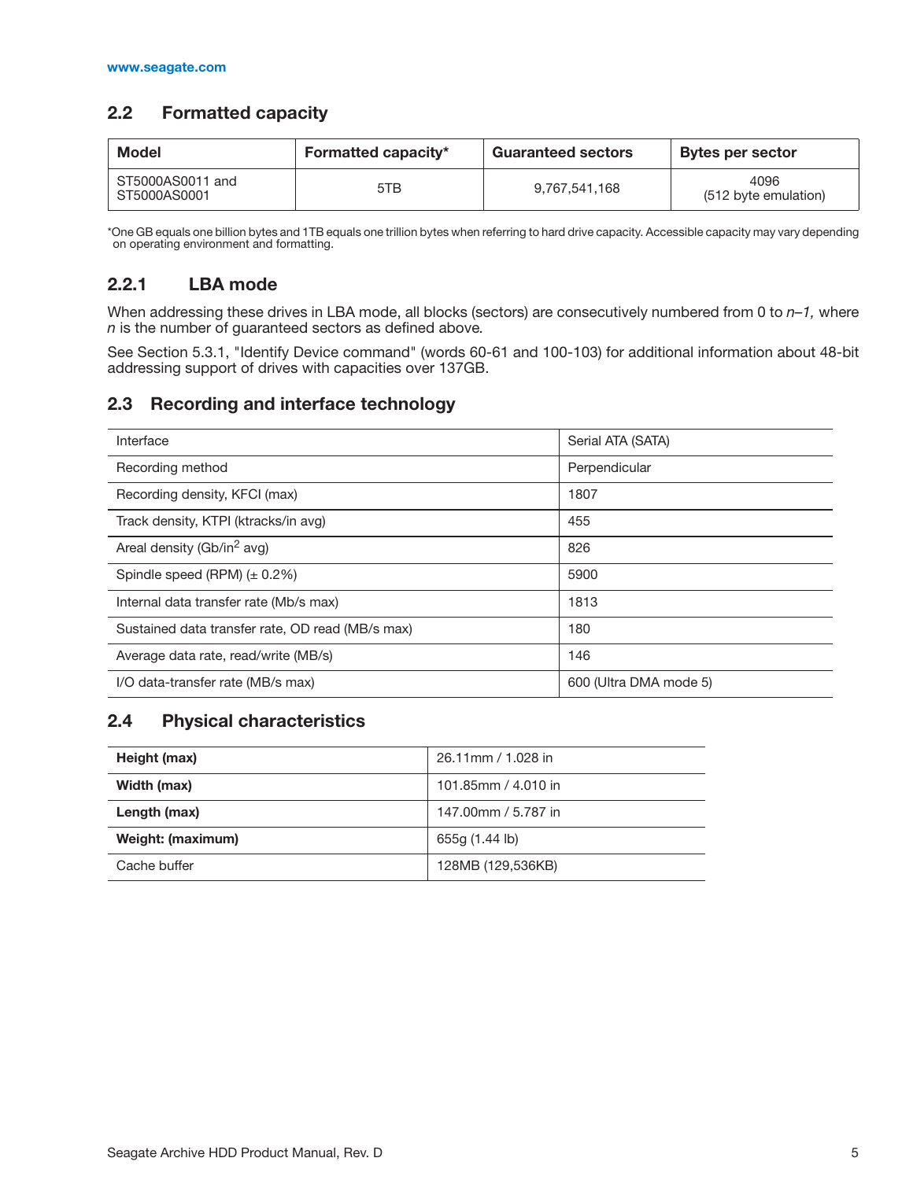## 2.2 Formatted capacity

| Model | Formatted capacity* | Guaranteed sectors | Bytes per sector |
|---|---|---|---|
| ST5000AS0011 and ST5000AS0001 | 5TB | 9,767,541,168 | 4096 (512 byte emulation) |

*One GB equals one billion bytes and 1TB equals one trillion bytes when referring to hard drive capacity. Accessible capacity may vary depending on operating environment and formatting.

### 2.2.1 LBA mode

When addressing these drives in LBA mode, all blocks (sectors) are consecutively numbered from 0 to *n–1,* where *n* is the number of guaranteed sectors as defined above.

See Section 5.3.1, "Identify Device command" (words 60-61 and 100-103) for additional information about 48-bit addressing support of drives with capacities over 137GB.

## 2.3 Recording and interface technology

| | |
|---|---|
| Interface | Serial ATA (SATA) |
| Recording method | Perpendicular |
| Recording density, KFCI (max) | 1807 |
| Track density, KTPI (ktracks/in avg) | 455 |
| Areal density (Gb/in$^2$ avg) | 826 |
| Spindle speed (RPM) (± 0.2%) | 5900 |
| Internal data transfer rate (Mb/s max) | 1813 |
| Sustained data transfer rate, OD read (MB/s max) | 180 |
| Average data rate, read/write (MB/s) | 146 |
| I/O data-transfer rate (MB/s max) | 600 (Ultra DMA mode 5) |

## 2.4 Physical characteristics

| | |
|---|---|
| **Height (max)** | 26.11mm / 1.028 in |
| **Width (max)** | 101.85mm / 4.010 in |
| **Length (max)** | 147.00mm / 5.787 in |
| **Weight: (maximum)** | 655g (1.44 lb) |
| Cache buffer | 128MB (129,536KB) |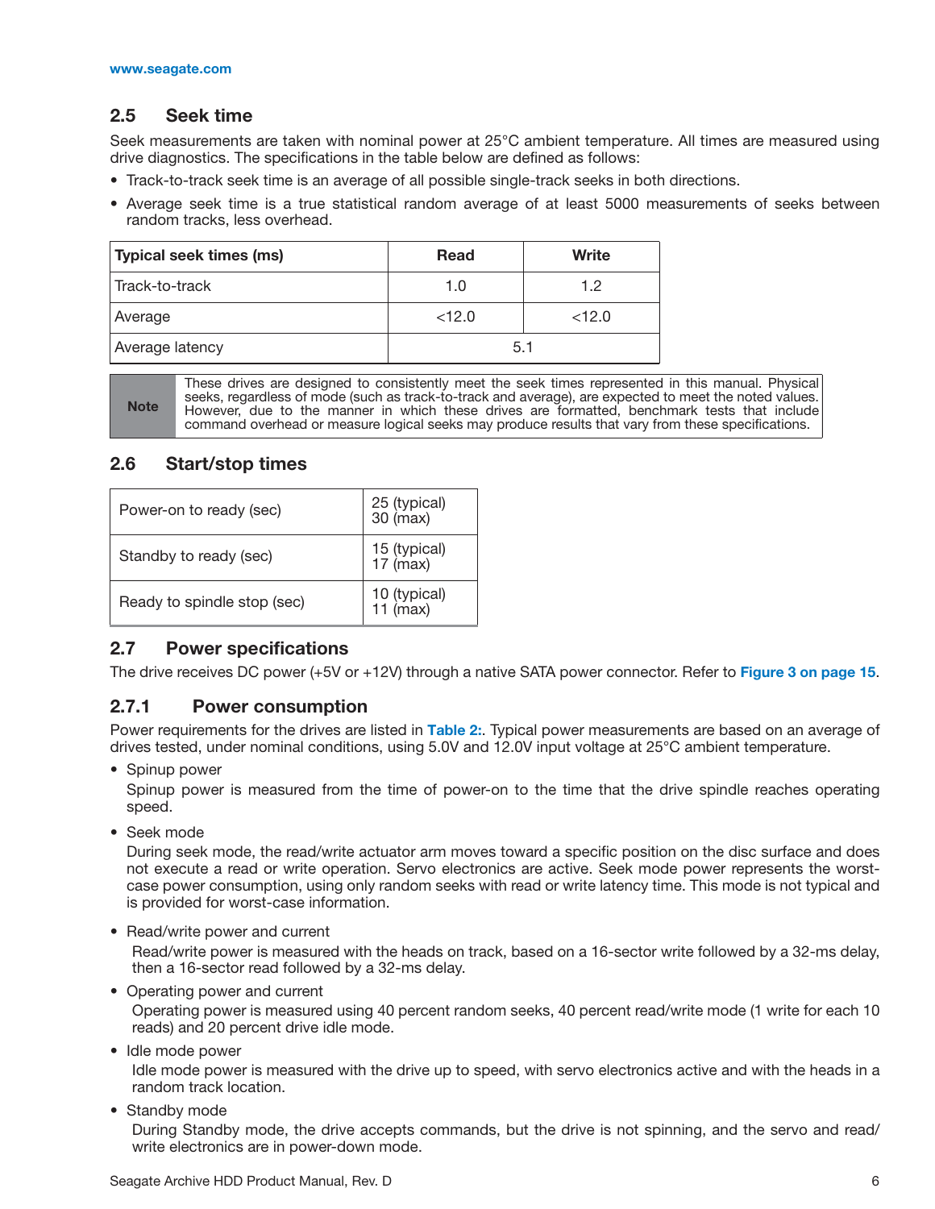## 2.5 Seek time

Seek measurements are taken with nominal power at 25°C ambient temperature. All times are measured using drive diagnostics. The specifications in the table below are defined as follows:

- Track-to-track seek time is an average of all possible single-track seeks in both directions.
- Average seek time is a true statistical random average of at least 5000 measurements of seeks between random tracks, less overhead.

| Typical seek times (ms) | Read | Write |
|---|---|---|
| Track-to-track | 1.0 | 1.2 |
| Average | <12.0 | <12.0 |
| Average latency | 5.1 | |

> **Note** These drives are designed to consistently meet the seek times represented in this manual. Physical seeks, regardless of mode (such as track-to-track and average), are expected to meet the noted values. However, due to the manner in which these drives are formatted, benchmark tests that include command overhead or measure logical seeks may produce results that vary from these specifications.

## 2.6 Start/stop times

| | |
|---|---|
| Power-on to ready (sec) | 25 (typical)<br>30 (max) |
| Standby to ready (sec) | 15 (typical)<br>17 (max) |
| Ready to spindle stop (sec) | 10 (typical)<br>11 (max) |

## 2.7 Power specifications

The drive receives DC power (+5V or +12V) through a native SATA power connector. Refer to **Figure 3 on page 15**.

### 2.7.1 Power consumption

Power requirements for the drives are listed in **Table 2:**. Typical power measurements are based on an average of drives tested, under nominal conditions, using 5.0V and 12.0V input voltage at 25°C ambient temperature.

- Spinup power

  Spinup power is measured from the time of power-on to the time that the drive spindle reaches operating speed.

- Seek mode

  During seek mode, the read/write actuator arm moves toward a specific position on the disc surface and does not execute a read or write operation. Servo electronics are active. Seek mode power represents the worst-case power consumption, using only random seeks with read or write latency time. This mode is not typical and is provided for worst-case information.

- Read/write power and current

  Read/write power is measured with the heads on track, based on a 16-sector write followed by a 32-ms delay, then a 16-sector read followed by a 32-ms delay.

- Operating power and current

  Operating power is measured using 40 percent random seeks, 40 percent read/write mode (1 write for each 10 reads) and 20 percent drive idle mode.

- Idle mode power

  Idle mode power is measured with the drive up to speed, with servo electronics active and with the heads in a random track location.

- Standby mode

  During Standby mode, the drive accepts commands, but the drive is not spinning, and the servo and read/write electronics are in power-down mode.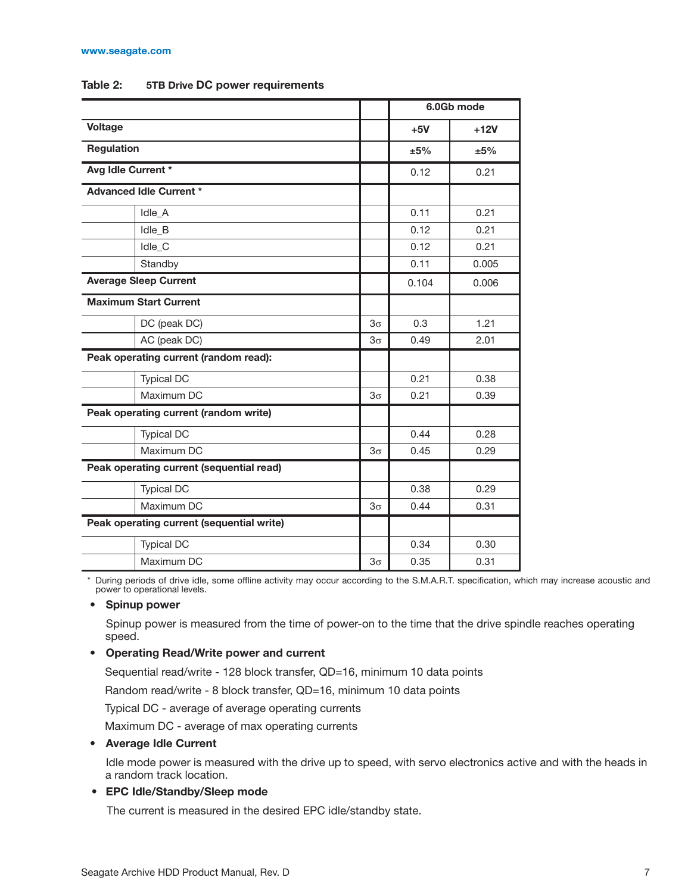**Table 2: 5TB Drive DC power requirements**

| | | | 6.0Gb mode | |
|---|---|---|---|---|
| **Voltage** | | | **+5V** | **+12V** |
| **Regulation** | | | **±5%** | **±5%** |
| **Avg Idle Current *** | | | 0.12 | 0.21 |
| **Advanced Idle Current *** | | | | |
| | Idle_A | | 0.11 | 0.21 |
| | Idle_B | | 0.12 | 0.21 |
| | Idle_C | | 0.12 | 0.21 |
| | Standby | | 0.11 | 0.005 |
| **Average Sleep Current** | | | 0.104 | 0.006 |
| **Maximum Start Current** | | | | |
| | DC (peak DC) | 3σ | 0.3 | 1.21 |
| | AC (peak DC) | 3σ | 0.49 | 2.01 |
| **Peak operating current (random read):** | | | | |
| | Typical DC | | 0.21 | 0.38 |
| | Maximum DC | 3σ | 0.21 | 0.39 |
| **Peak operating current (random write)** | | | | |
| | Typical DC | | 0.44 | 0.28 |
| | Maximum DC | 3σ | 0.45 | 0.29 |
| **Peak operating current (sequential read)** | | | | |
| | Typical DC | | 0.38 | 0.29 |
| | Maximum DC | 3σ | 0.44 | 0.31 |
| **Peak operating current (sequential write)** | | | | |
| | Typical DC | | 0.34 | 0.30 |
| | Maximum DC | 3σ | 0.35 | 0.31 |

\* During periods of drive idle, some offline activity may occur according to the S.M.A.R.T. specification, which may increase acoustic and power to operational levels.

- **Spinup power**

  Spinup power is measured from the time of power-on to the time that the drive spindle reaches operating speed.

- **Operating Read/Write power and current**

  Sequential read/write - 128 block transfer, QD=16, minimum 10 data points

  Random read/write - 8 block transfer, QD=16, minimum 10 data points

  Typical DC - average of average operating currents

  Maximum DC - average of max operating currents

- **Average Idle Current**

  Idle mode power is measured with the drive up to speed, with servo electronics active and with the heads in a random track location.

- **EPC Idle/Standby/Sleep mode**

  The current is measured in the desired EPC idle/standby state.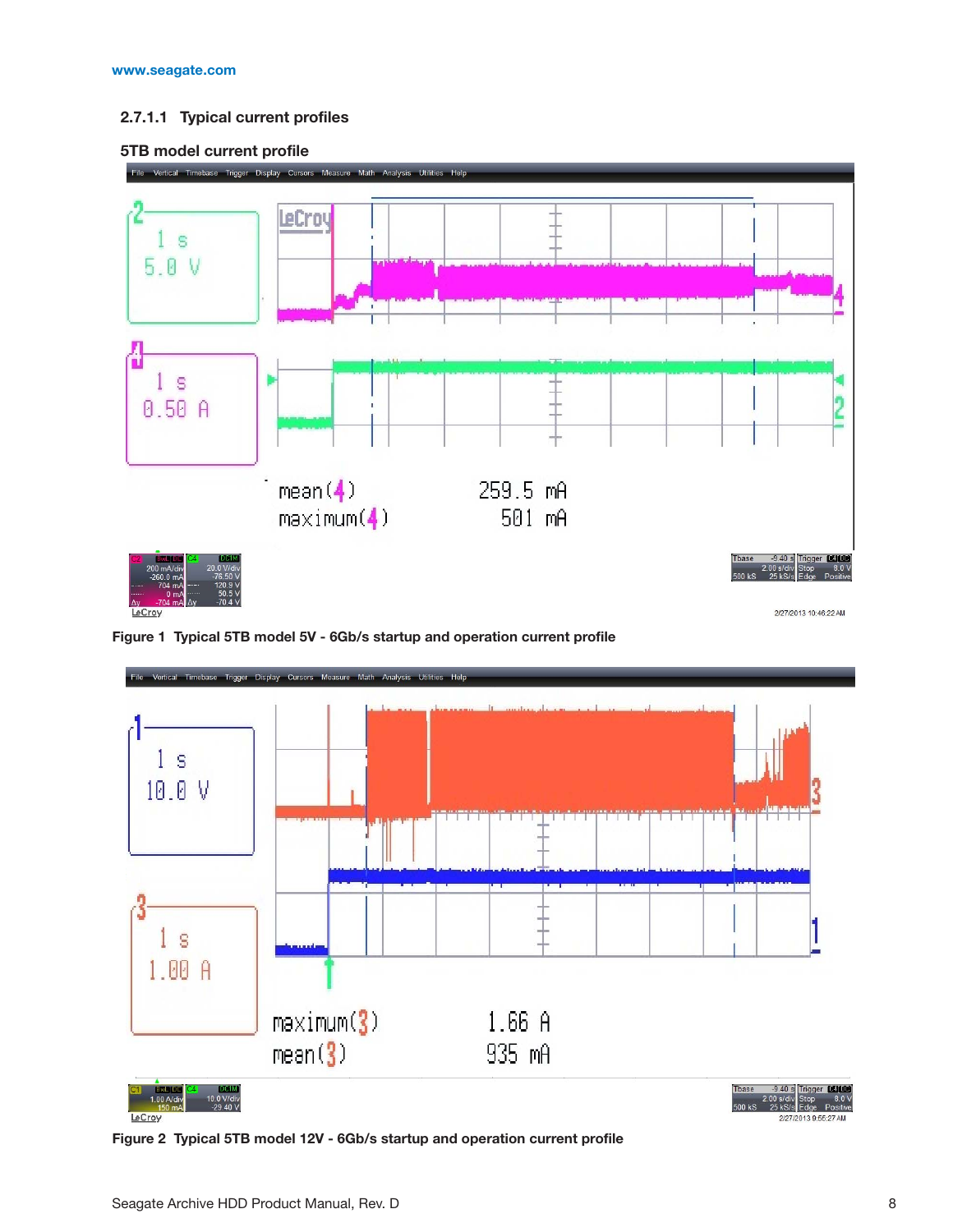### 2.7.1.1 Typical current profiles

**5TB model current profile**

Figure 1 Typical 5TB model 5V - 6Gb/s startup and operation current profile

Figure 2 Typical 5TB model 12V - 6Gb/s startup and operation current profile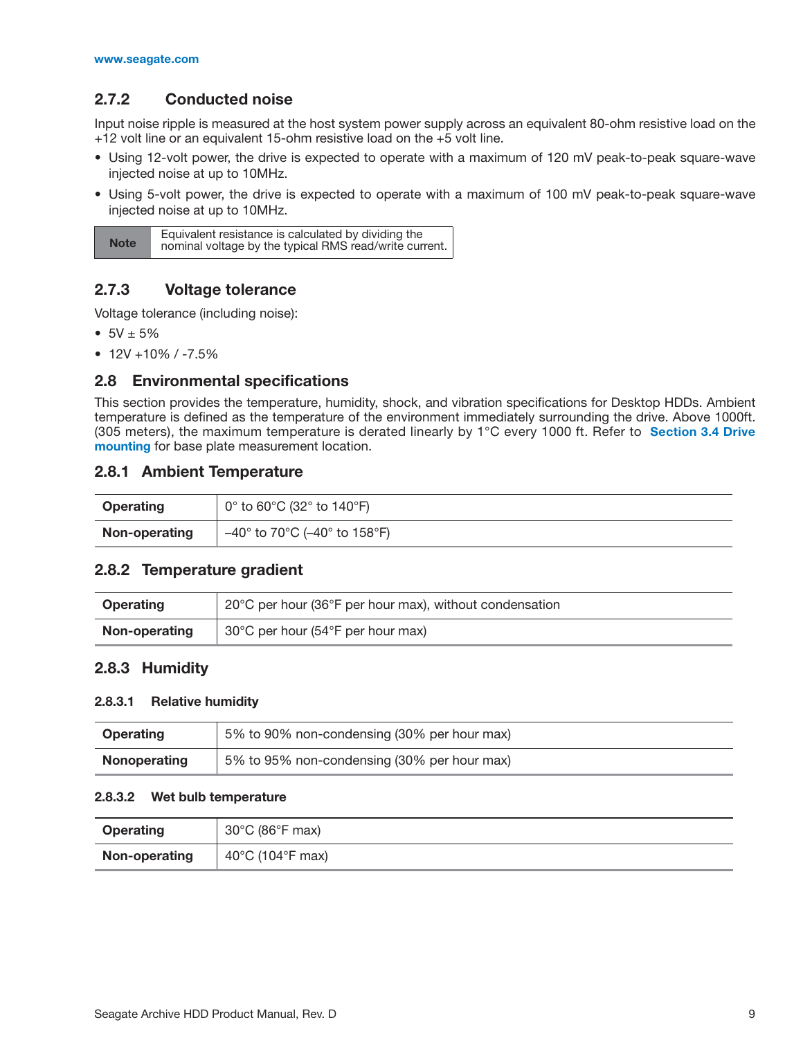### 2.7.2 Conducted noise

Input noise ripple is measured at the host system power supply across an equivalent 80-ohm resistive load on the +12 volt line or an equivalent 15-ohm resistive load on the +5 volt line.

- Using 12-volt power, the drive is expected to operate with a maximum of 120 mV peak-to-peak square-wave injected noise at up to 10MHz.
- Using 5-volt power, the drive is expected to operate with a maximum of 100 mV peak-to-peak square-wave injected noise at up to 10MHz.

| Note | Equivalent resistance is calculated by dividing the nominal voltage by the typical RMS read/write current. |
|---|---|

### 2.7.3 Voltage tolerance

Voltage tolerance (including noise):

- 5V ± 5%
- 12V +10% / -7.5%

## 2.8 Environmental specifications

This section provides the temperature, humidity, shock, and vibration specifications for Desktop HDDs. Ambient temperature is defined as the temperature of the environment immediately surrounding the drive. Above 1000ft. (305 meters), the maximum temperature is derated linearly by 1°C every 1000 ft. Refer to **Section 3.4 Drive mounting** for base plate measurement location.

### 2.8.1 Ambient Temperature

| | |
|---|---|
| **Operating** | 0° to 60°C (32° to 140°F) |
| **Non-operating** | –40° to 70°C (–40° to 158°F) |

### 2.8.2 Temperature gradient

| | |
|---|---|
| **Operating** | 20°C per hour (36°F per hour max), without condensation |
| **Non-operating** | 30°C per hour (54°F per hour max) |

### 2.8.3 Humidity

#### 2.8.3.1 Relative humidity

| | |
|---|---|
| **Operating** | 5% to 90% non-condensing (30% per hour max) |
| **Nonoperating** | 5% to 95% non-condensing (30% per hour max) |

#### 2.8.3.2 Wet bulb temperature

| | |
|---|---|
| **Operating** | 30°C (86°F max) |
| **Non-operating** | 40°C (104°F max) |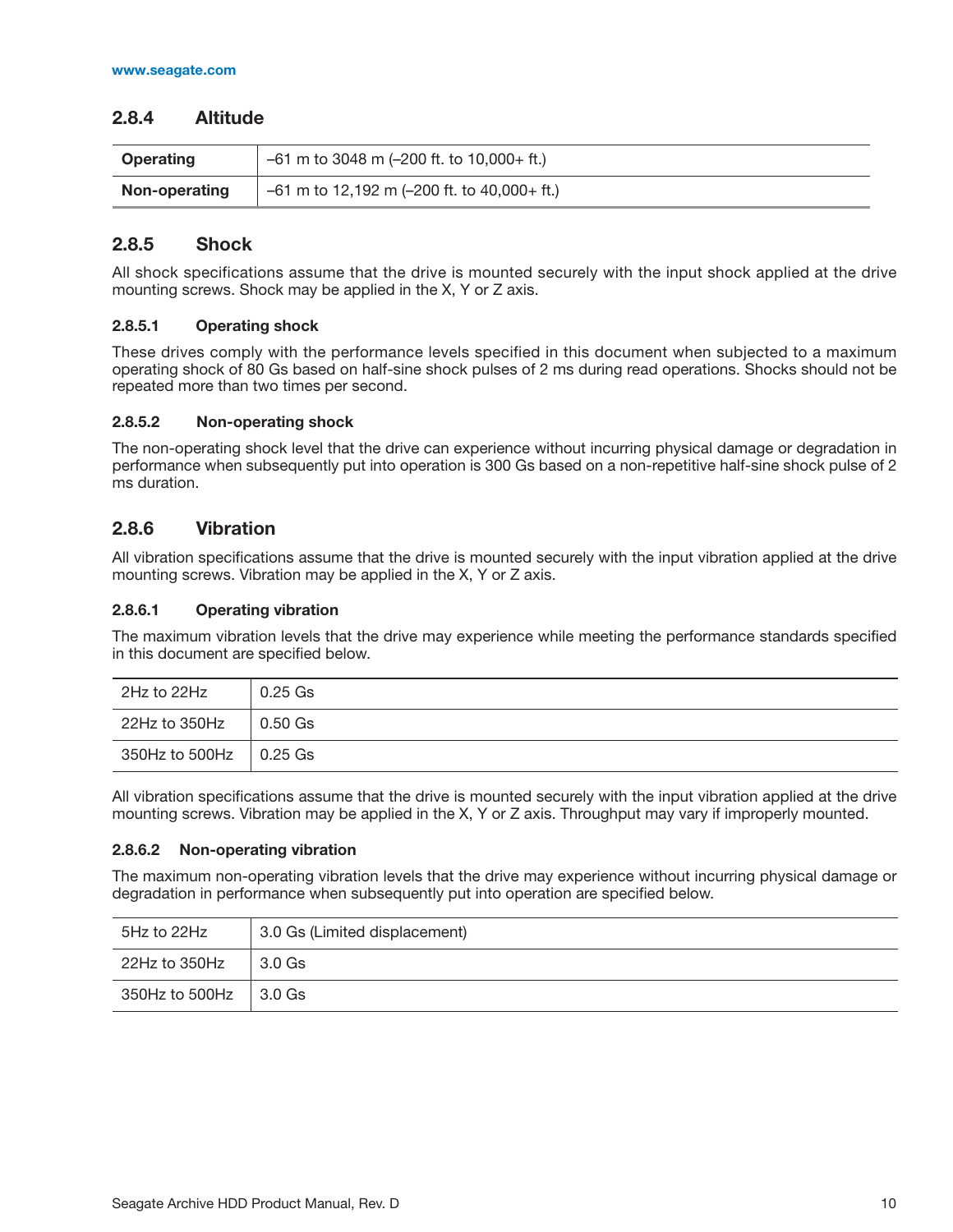### 2.8.4 Altitude

| | |
|---|---|
| **Operating** | –61 m to 3048 m (–200 ft. to 10,000+ ft.) |
| **Non-operating** | –61 m to 12,192 m (–200 ft. to 40,000+ ft.) |

### 2.8.5 Shock

All shock specifications assume that the drive is mounted securely with the input shock applied at the drive mounting screws. Shock may be applied in the X, Y or Z axis.

#### 2.8.5.1 Operating shock

These drives comply with the performance levels specified in this document when subjected to a maximum operating shock of 80 Gs based on half-sine shock pulses of 2 ms during read operations. Shocks should not be repeated more than two times per second.

#### 2.8.5.2 Non-operating shock

The non-operating shock level that the drive can experience without incurring physical damage or degradation in performance when subsequently put into operation is 300 Gs based on a non-repetitive half-sine shock pulse of 2 ms duration.

### 2.8.6 Vibration

All vibration specifications assume that the drive is mounted securely with the input vibration applied at the drive mounting screws. Vibration may be applied in the X, Y or Z axis.

#### 2.8.6.1 Operating vibration

The maximum vibration levels that the drive may experience while meeting the performance standards specified in this document are specified below.

| | |
|---|---|
| 2Hz to 22Hz | 0.25 Gs |
| 22Hz to 350Hz | 0.50 Gs |
| 350Hz to 500Hz | 0.25 Gs |

All vibration specifications assume that the drive is mounted securely with the input vibration applied at the drive mounting screws. Vibration may be applied in the X, Y or Z axis. Throughput may vary if improperly mounted.

#### 2.8.6.2 Non-operating vibration

The maximum non-operating vibration levels that the drive may experience without incurring physical damage or degradation in performance when subsequently put into operation are specified below.

| | |
|---|---|
| 5Hz to 22Hz | 3.0 Gs (Limited displacement) |
| 22Hz to 350Hz | 3.0 Gs |
| 350Hz to 500Hz | 3.0 Gs |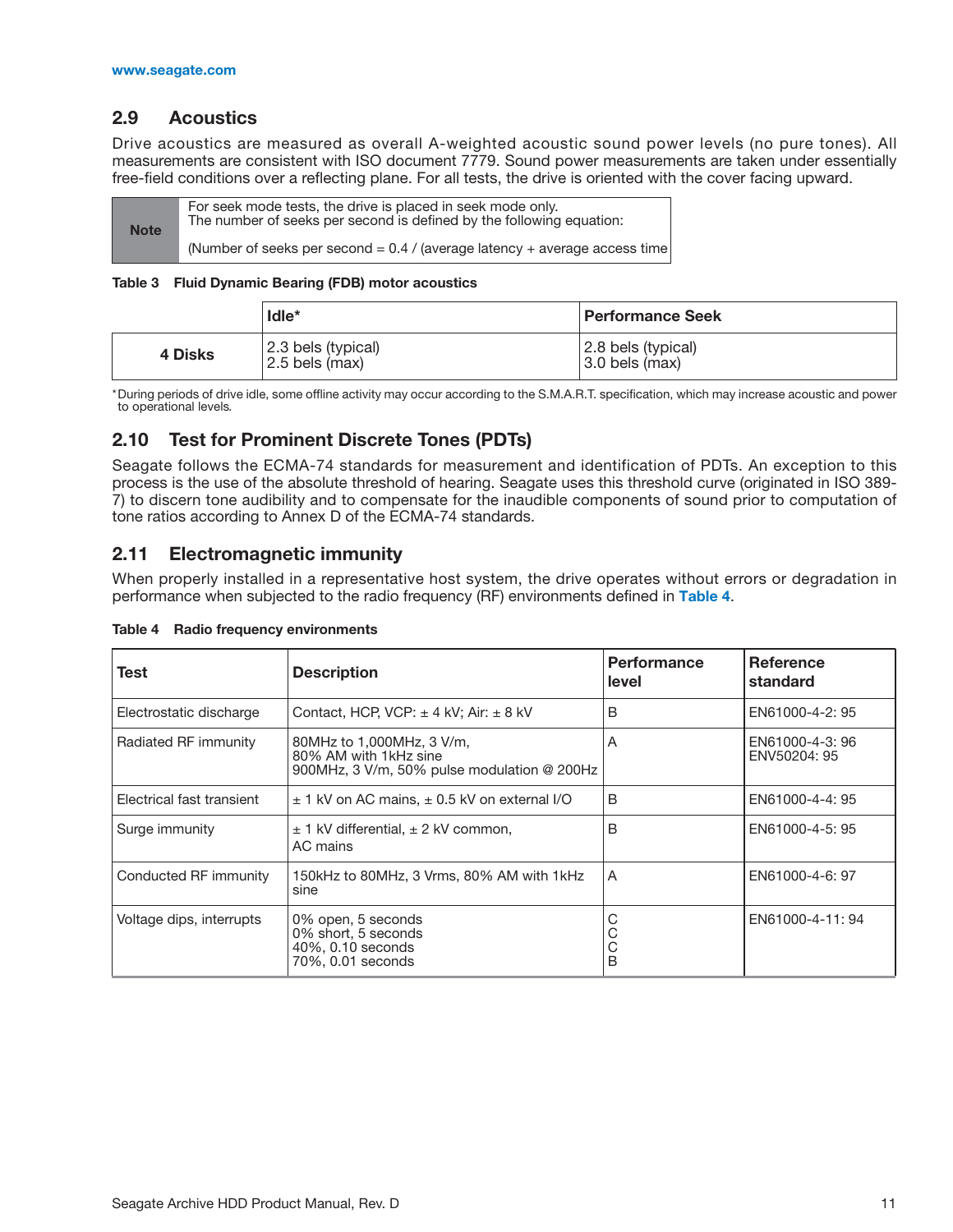## 2.9 Acoustics

Drive acoustics are measured as overall A-weighted acoustic sound power levels (no pure tones). All measurements are consistent with ISO document 7779. Sound power measurements are taken under essentially free-field conditions over a reflecting plane. For all tests, the drive is oriented with the cover facing upward.

| Note | For seek mode tests, the drive is placed in seek mode only.<br>The number of seeks per second is defined by the following equation:<br><br>(Number of seeks per second = 0.4 / (average latency + average access time |
|---|---|

**Table 3 Fluid Dynamic Bearing (FDB) motor acoustics**

| | Idle* | Performance Seek |
|---|---|---|
| **4 Disks** | 2.3 bels (typical)<br>2.5 bels (max) | 2.8 bels (typical)<br>3.0 bels (max) |

*During periods of drive idle, some offline activity may occur according to the S.M.A.R.T. specification, which may increase acoustic and power to operational levels.

## 2.10 Test for Prominent Discrete Tones (PDTs)

Seagate follows the ECMA-74 standards for measurement and identification of PDTs. An exception to this process is the use of the absolute threshold of hearing. Seagate uses this threshold curve (originated in ISO 389-7) to discern tone audibility and to compensate for the inaudible components of sound prior to computation of tone ratios according to Annex D of the ECMA-74 standards.

## 2.11 Electromagnetic immunity

When properly installed in a representative host system, the drive operates without errors or degradation in performance when subjected to the radio frequency (RF) environments defined in Table 4.

**Table 4 Radio frequency environments**

| Test | Description | Performance level | Reference standard |
|---|---|---|---|
| Electrostatic discharge | Contact, HCP, VCP: ± 4 kV; Air: ± 8 kV | B | EN61000-4-2: 95 |
| Radiated RF immunity | 80MHz to 1,000MHz, 3 V/m,<br>80% AM with 1kHz sine<br>900MHz, 3 V/m, 50% pulse modulation @ 200Hz | A | EN61000-4-3: 96<br>ENV50204: 95 |
| Electrical fast transient | ± 1 kV on AC mains, ± 0.5 kV on external I/O | B | EN61000-4-4: 95 |
| Surge immunity | ± 1 kV differential, ± 2 kV common,<br>AC mains | B | EN61000-4-5: 95 |
| Conducted RF immunity | 150kHz to 80MHz, 3 Vrms, 80% AM with 1kHz sine | A | EN61000-4-6: 97 |
| Voltage dips, interrupts | 0% open, 5 seconds<br>0% short, 5 seconds<br>40%, 0.10 seconds<br>70%, 0.01 seconds | C<br>C<br>C<br>B | EN61000-4-11: 94 |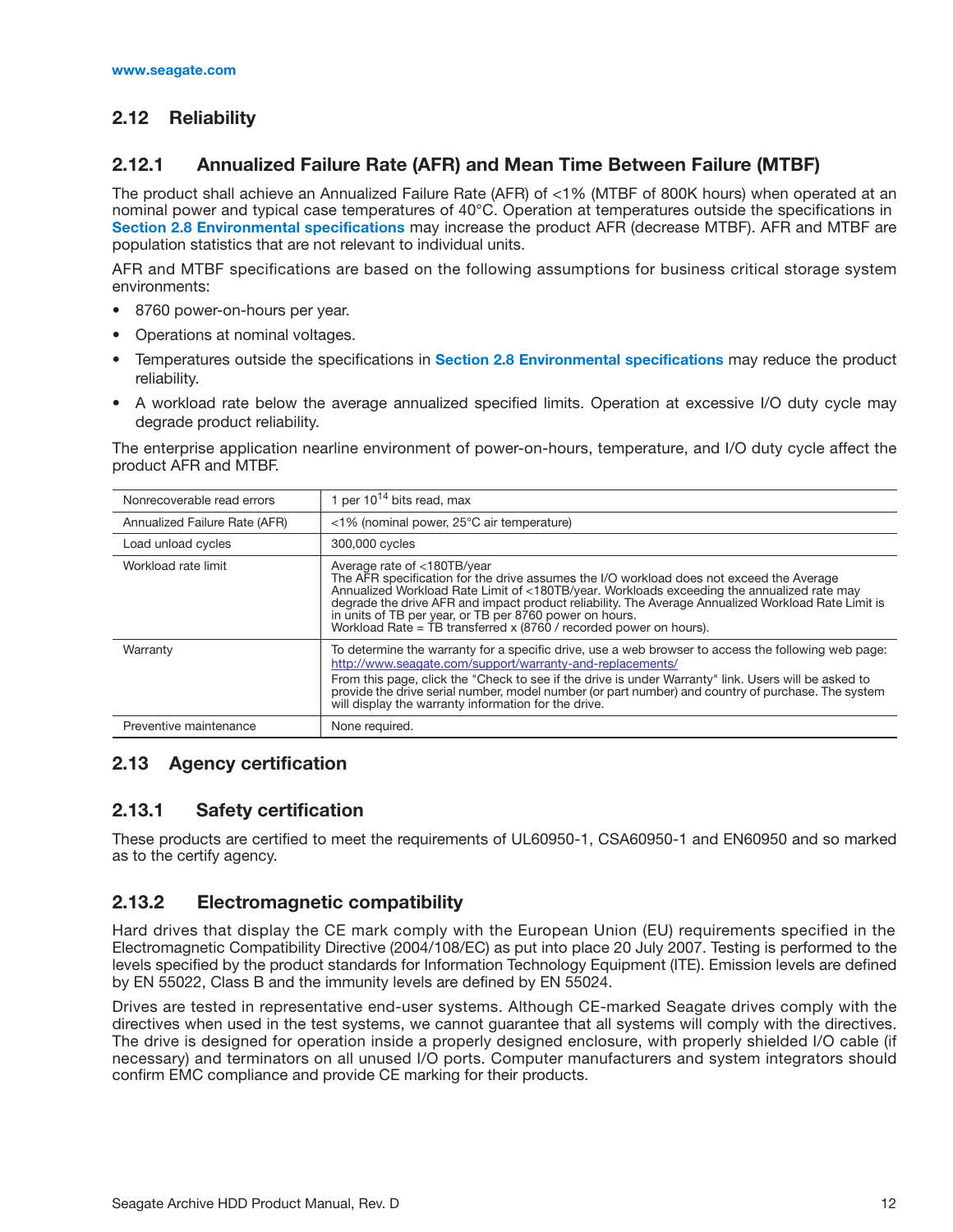## 2.12 Reliability

### 2.12.1 Annualized Failure Rate (AFR) and Mean Time Between Failure (MTBF)

The product shall achieve an Annualized Failure Rate (AFR) of <1% (MTBF of 800K hours) when operated at an nominal power and typical case temperatures of 40°C. Operation at temperatures outside the specifications in **Section 2.8 Environmental specifications** may increase the product AFR (decrease MTBF). AFR and MTBF are population statistics that are not relevant to individual units.

AFR and MTBF specifications are based on the following assumptions for business critical storage system environments:

- 8760 power-on-hours per year.
- Operations at nominal voltages.
- Temperatures outside the specifications in **Section 2.8 Environmental specifications** may reduce the product reliability.
- A workload rate below the average annualized specified limits. Operation at excessive I/O duty cycle may degrade product reliability.

The enterprise application nearline environment of power-on-hours, temperature, and I/O duty cycle affect the product AFR and MTBF.

| | |
|---|---|
| Nonrecoverable read errors | 1 per $10^{14}$ bits read, max |
| Annualized Failure Rate (AFR) | <1% (nominal power, 25°C air temperature) |
| Load unload cycles | 300,000 cycles |
| Workload rate limit | Average rate of <180TB/year<br>The AFR specification for the drive assumes the I/O workload does not exceed the Average Annualized Workload Rate Limit of <180TB/year. Workloads exceeding the annualized rate may degrade the drive AFR and impact product reliability. The Average Annualized Workload Rate Limit is in units of TB per year, or TB per 8760 power on hours.<br>Workload Rate = TB transferred x (8760 / recorded power on hours). |
| Warranty | To determine the warranty for a specific drive, use a web browser to access the following web page: http://www.seagate.com/support/warranty-and-replacements/<br>From this page, click the "Check to see if the drive is under Warranty" link. Users will be asked to provide the drive serial number, model number (or part number) and country of purchase. The system will display the warranty information for the drive. |
| Preventive maintenance | None required. |

## 2.13 Agency certification

### 2.13.1 Safety certification

These products are certified to meet the requirements of UL60950-1, CSA60950-1 and EN60950 and so marked as to the certify agency.

### 2.13.2 Electromagnetic compatibility

Hard drives that display the CE mark comply with the European Union (EU) requirements specified in the Electromagnetic Compatibility Directive (2004/108/EC) as put into place 20 July 2007. Testing is performed to the levels specified by the product standards for Information Technology Equipment (ITE). Emission levels are defined by EN 55022, Class B and the immunity levels are defined by EN 55024.

Drives are tested in representative end-user systems. Although CE-marked Seagate drives comply with the directives when used in the test systems, we cannot guarantee that all systems will comply with the directives. The drive is designed for operation inside a properly designed enclosure, with properly shielded I/O cable (if necessary) and terminators on all unused I/O ports. Computer manufacturers and system integrators should confirm EMC compliance and provide CE marking for their products.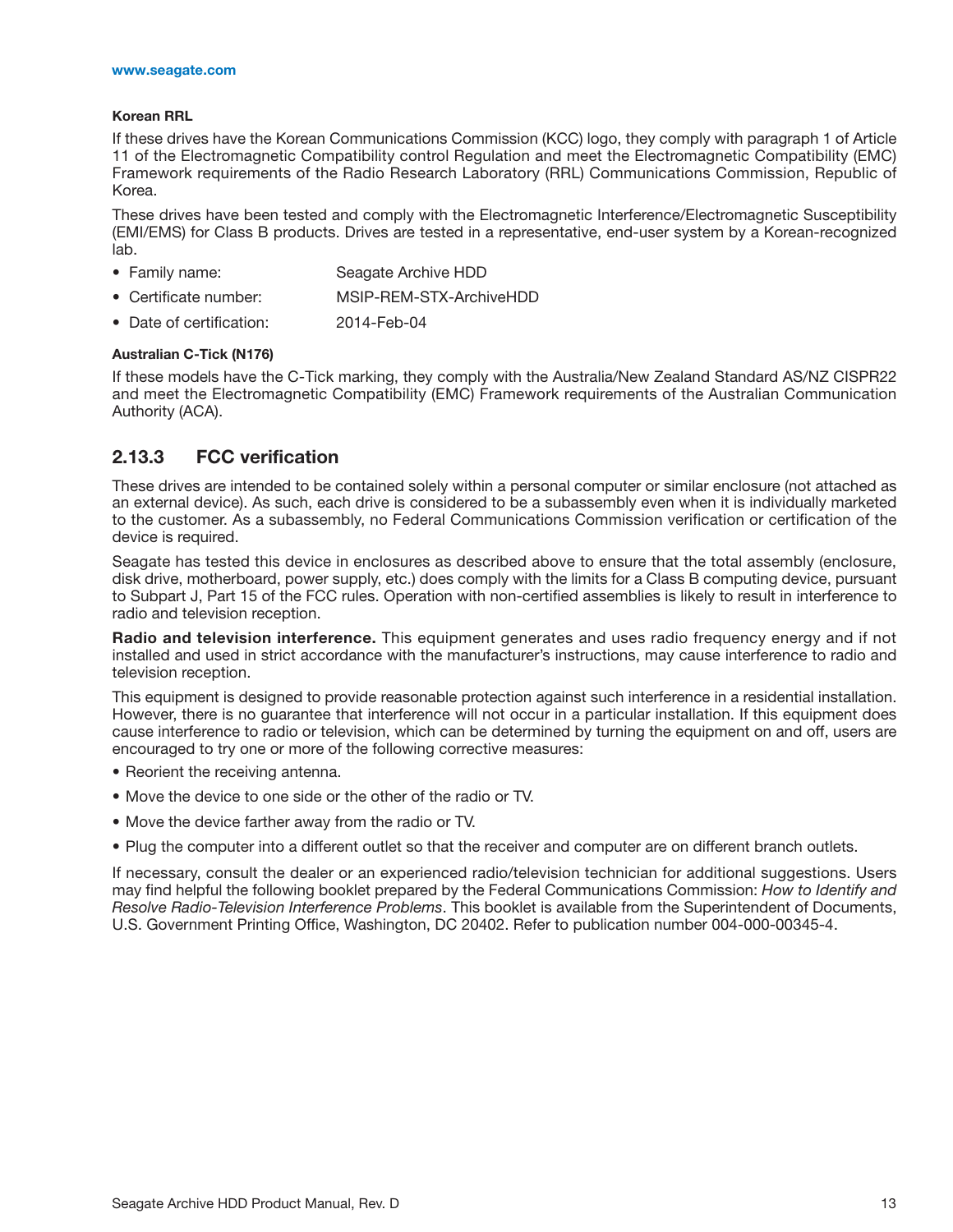**Korean RRL**

If these drives have the Korean Communications Commission (KCC) logo, they comply with paragraph 1 of Article 11 of the Electromagnetic Compatibility control Regulation and meet the Electromagnetic Compatibility (EMC) Framework requirements of the Radio Research Laboratory (RRL) Communications Commission, Republic of Korea.

These drives have been tested and comply with the Electromagnetic Interference/Electromagnetic Susceptibility (EMI/EMS) for Class B products. Drives are tested in a representative, end-user system by a Korean-recognized lab.

- Family name: Seagate Archive HDD
- Certificate number: MSIP-REM-STX-ArchiveHDD
- Date of certification: 2014-Feb-04

**Australian C-Tick (N176)**

If these models have the C-Tick marking, they comply with the Australia/New Zealand Standard AS/NZ CISPR22 and meet the Electromagnetic Compatibility (EMC) Framework requirements of the Australian Communication Authority (ACA).

### 2.13.3 FCC verification

These drives are intended to be contained solely within a personal computer or similar enclosure (not attached as an external device). As such, each drive is considered to be a subassembly even when it is individually marketed to the customer. As a subassembly, no Federal Communications Commission verification or certification of the device is required.

Seagate has tested this device in enclosures as described above to ensure that the total assembly (enclosure, disk drive, motherboard, power supply, etc.) does comply with the limits for a Class B computing device, pursuant to Subpart J, Part 15 of the FCC rules. Operation with non-certified assemblies is likely to result in interference to radio and television reception.

**Radio and television interference.** This equipment generates and uses radio frequency energy and if not installed and used in strict accordance with the manufacturer's instructions, may cause interference to radio and television reception.

This equipment is designed to provide reasonable protection against such interference in a residential installation. However, there is no guarantee that interference will not occur in a particular installation. If this equipment does cause interference to radio or television, which can be determined by turning the equipment on and off, users are encouraged to try one or more of the following corrective measures:

- Reorient the receiving antenna.
- Move the device to one side or the other of the radio or TV.
- Move the device farther away from the radio or TV.
- Plug the computer into a different outlet so that the receiver and computer are on different branch outlets.

If necessary, consult the dealer or an experienced radio/television technician for additional suggestions. Users may find helpful the following booklet prepared by the Federal Communications Commission: *How to Identify and Resolve Radio-Television Interference Problems*. This booklet is available from the Superintendent of Documents, U.S. Government Printing Office, Washington, DC 20402. Refer to publication number 004-000-00345-4.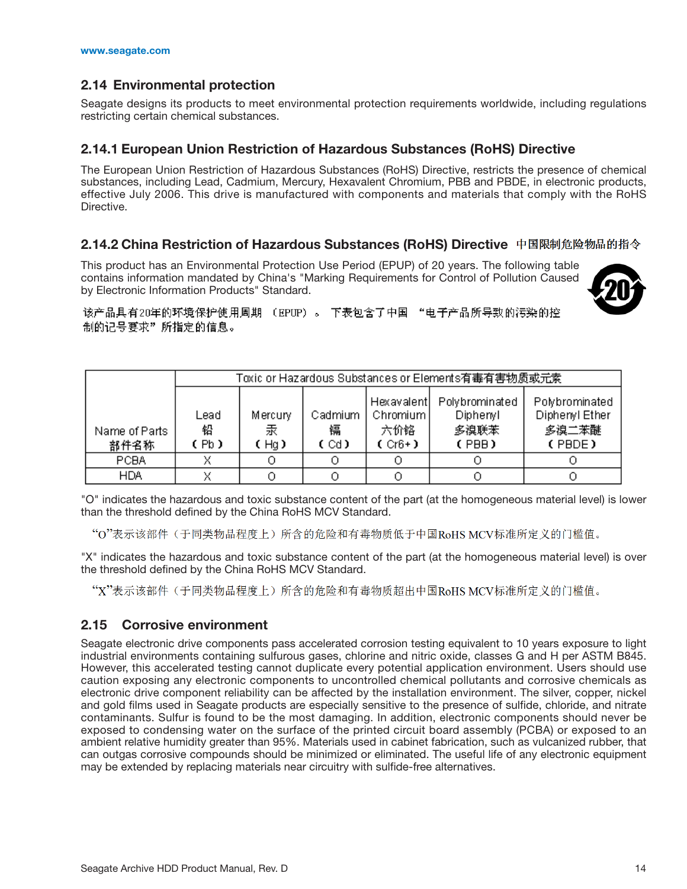## 2.14 Environmental protection

Seagate designs its products to meet environmental protection requirements worldwide, including regulations restricting certain chemical substances.

### 2.14.1 European Union Restriction of Hazardous Substances (RoHS) Directive

The European Union Restriction of Hazardous Substances (RoHS) Directive, restricts the presence of chemical substances, including Lead, Cadmium, Mercury, Hexavalent Chromium, PBB and PBDE, in electronic products, effective July 2006. This drive is manufactured with components and materials that comply with the RoHS Directive.

### 2.14.2 China Restriction of Hazardous Substances (RoHS) Directive 中国限制危险物品的指令

This product has an Environmental Protection Use Period (EPUP) of 20 years. The following table contains information mandated by China's "Marking Requirements for Control of Pollution Caused by Electronic Information Products" Standard.

该产品具有20年的环境保护使用周期 （EPUP）。 下表包含了中国 "电子产品所导致的污染的控制的记号要求" 所指定的信息。

| Name of Parts 部件名称 | Toxic or Hazardous Substances or Elements有毒有害物质或元素 | | | | | |
|---|---|---|---|---|---|---|
| | Lead 铅 (Pb) | Mercury 汞 (Hg) | Cadmium 镉 (Cd) | Hexavalent Chromium 六价铬 (Cr6+) | Polybrominated Diphenyl 多溴联苯 (PBB) | Polybrominated Diphenyl Ether 多溴二苯醚 (PBDE) |
| PCBA | X | O | O | O | O | O |
| HDA | X | O | O | O | O | O |

"O" indicates the hazardous and toxic substance content of the part (at the homogeneous material level) is lower than the threshold defined by the China RoHS MCV Standard.

"O"表示该部件（于同类物品程度上）所含的危险和有毒物质低于中国RoHS MCV标准所定义的门槛值。

"X" indicates the hazardous and toxic substance content of the part (at the homogeneous material level) is over the threshold defined by the China RoHS MCV Standard.

"X"表示该部件（于同类物品程度上）所含的危险和有毒物质超出中国RoHS MCV标准所定义的门槛值。

## 2.15 Corrosive environment

Seagate electronic drive components pass accelerated corrosion testing equivalent to 10 years exposure to light industrial environments containing sulfurous gases, chlorine and nitric oxide, classes G and H per ASTM B845. However, this accelerated testing cannot duplicate every potential application environment. Users should use caution exposing any electronic components to uncontrolled chemical pollutants and corrosive chemicals as electronic drive component reliability can be affected by the installation environment. The silver, copper, nickel and gold films used in Seagate products are especially sensitive to the presence of sulfide, chloride, and nitrate contaminants. Sulfur is found to be the most damaging. In addition, electronic components should never be exposed to condensing water on the surface of the printed circuit board assembly (PCBA) or exposed to an ambient relative humidity greater than 95%. Materials used in cabinet fabrication, such as vulcanized rubber, that can outgas corrosive compounds should be minimized or eliminated. The useful life of any electronic equipment may be extended by replacing materials near circuitry with sulfide-free alternatives.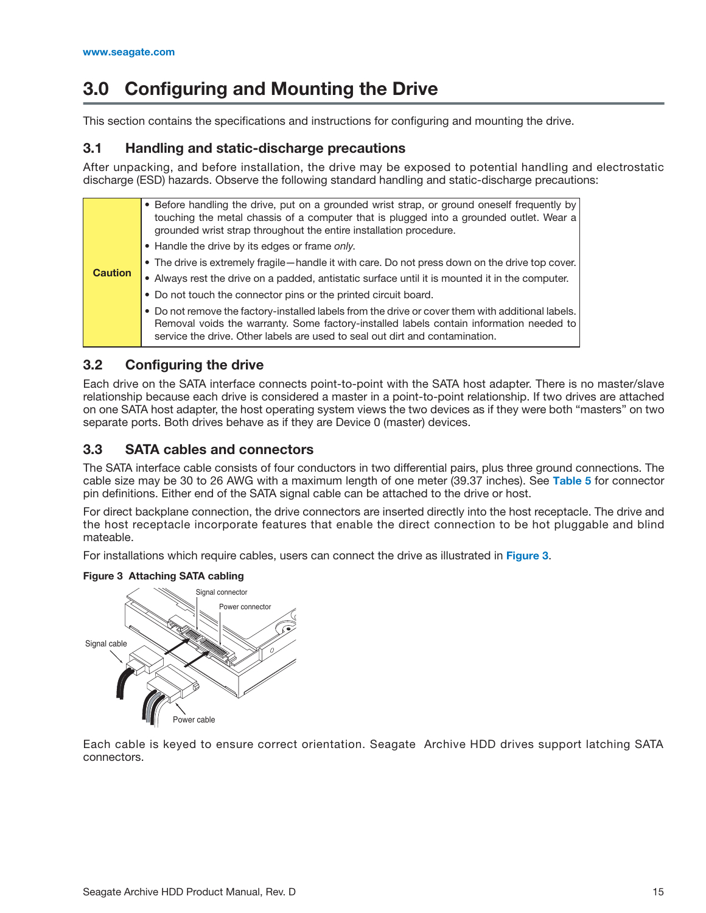# 3.0 Configuring and Mounting the Drive

This section contains the specifications and instructions for configuring and mounting the drive.

## 3.1 Handling and static-discharge precautions

After unpacking, and before installation, the drive may be exposed to potential handling and electrostatic discharge (ESD) hazards. Observe the following standard handling and static-discharge precautions:

| | |
|---|---|
| **Caution** | • Before handling the drive, put on a grounded wrist strap, or ground oneself frequently by touching the metal chassis of a computer that is plugged into a grounded outlet. Wear a grounded wrist strap throughout the entire installation procedure.<br>• Handle the drive by its edges or frame *only*.<br>• The drive is extremely fragile—handle it with care. Do not press down on the drive top cover.<br>• Always rest the drive on a padded, antistatic surface until it is mounted it in the computer.<br>• Do not touch the connector pins or the printed circuit board.<br>• Do not remove the factory-installed labels from the drive or cover them with additional labels. Removal voids the warranty. Some factory-installed labels contain information needed to service the drive. Other labels are used to seal out dirt and contamination. |

## 3.2 Configuring the drive

Each drive on the SATA interface connects point-to-point with the SATA host adapter. There is no master/slave relationship because each drive is considered a master in a point-to-point relationship. If two drives are attached on one SATA host adapter, the host operating system views the two devices as if they were both "masters" on two separate ports. Both drives behave as if they are Device 0 (master) devices.

## 3.3 SATA cables and connectors

The SATA interface cable consists of four conductors in two differential pairs, plus three ground connections. The cable size may be 30 to 26 AWG with a maximum length of one meter (39.37 inches). See **Table 5** for connector pin definitions. Either end of the SATA signal cable can be attached to the drive or host.

For direct backplane connection, the drive connectors are inserted directly into the host receptacle. The drive and the host receptacle incorporate features that enable the direct connection to be hot pluggable and blind mateable.

For installations which require cables, users can connect the drive as illustrated in **Figure 3**.

**Figure 3 Attaching SATA cabling**

Signal connector

Power connector

Signal cable

Power cable

Each cable is keyed to ensure correct orientation. Seagate Archive HDD drives support latching SATA connectors.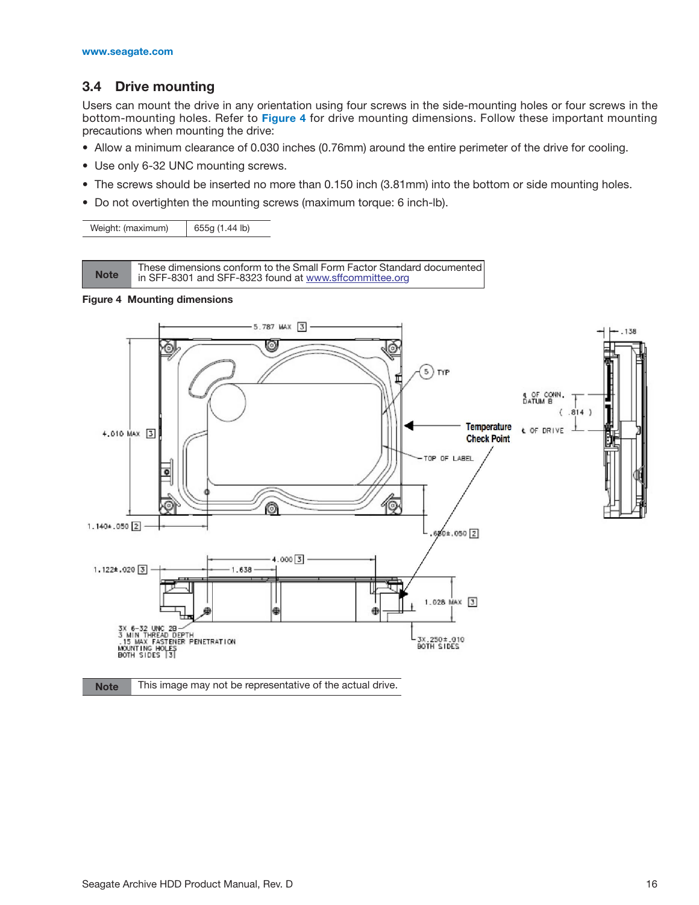## 3.4 Drive mounting

Users can mount the drive in any orientation using four screws in the side-mounting holes or four screws in the bottom-mounting holes. Refer to **Figure 4** for drive mounting dimensions. Follow these important mounting precautions when mounting the drive:

- Allow a minimum clearance of 0.030 inches (0.76mm) around the entire perimeter of the drive for cooling.
- Use only 6-32 UNC mounting screws.
- The screws should be inserted no more than 0.150 inch (3.81mm) into the bottom or side mounting holes.
- Do not overtighten the mounting screws (maximum torque: 6 inch-lb).

| Weight: (maximum) | 655g (1.44 lb) |
|---|---|

| Note | These dimensions conform to the Small Form Factor Standard documented in SFF-8301 and SFF-8323 found at www.sffcommittee.org |
|---|---|

**Figure 4 Mounting dimensions**

| Note | This image may not be representative of the actual drive. |
|---|---|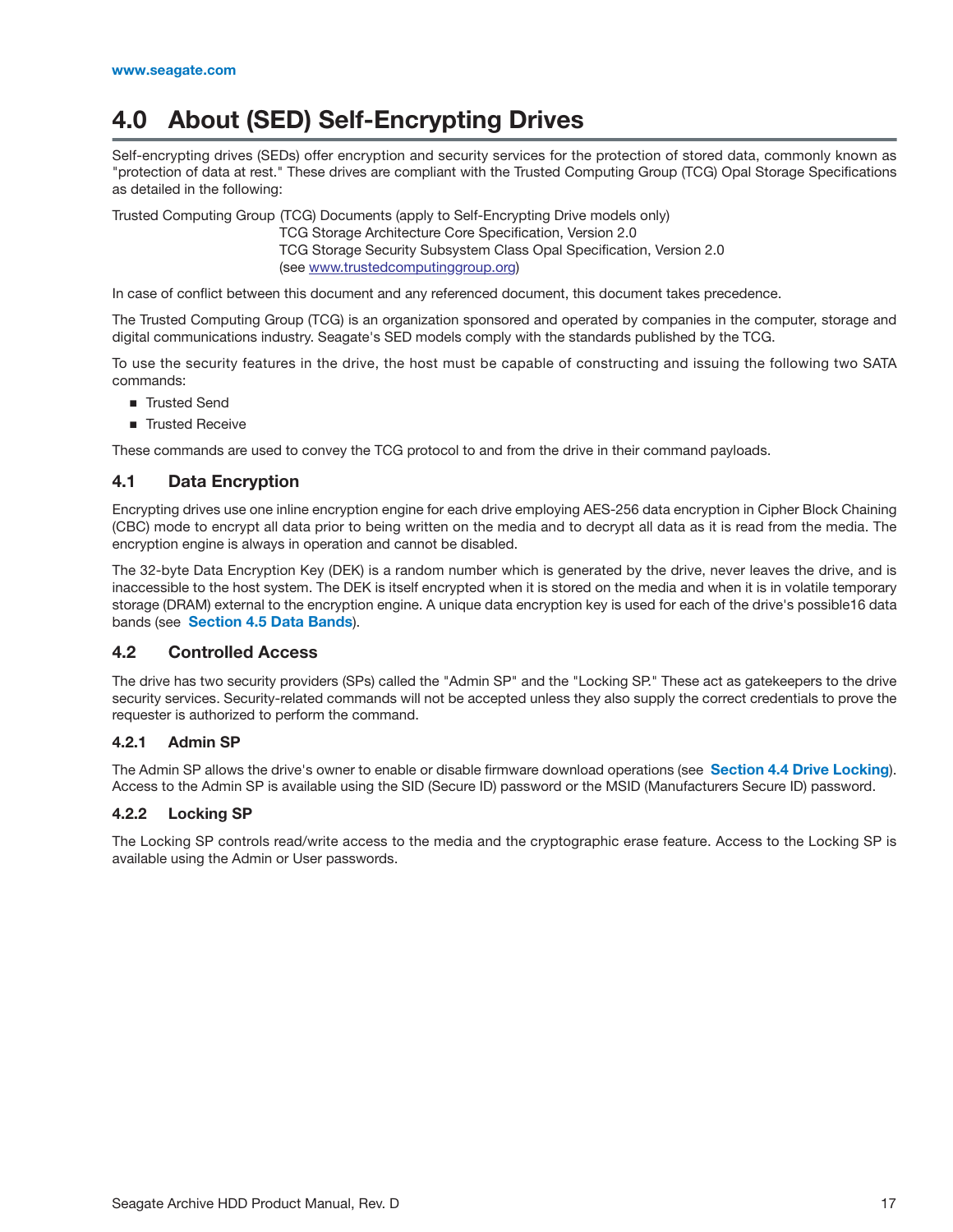# 4.0 About (SED) Self-Encrypting Drives

Self-encrypting drives (SEDs) offer encryption and security services for the protection of stored data, commonly known as "protection of data at rest." These drives are compliant with the Trusted Computing Group (TCG) Opal Storage Specifications as detailed in the following:

Trusted Computing Group (TCG) Documents (apply to Self-Encrypting Drive models only)
TCG Storage Architecture Core Specification, Version 2.0
TCG Storage Security Subsystem Class Opal Specification, Version 2.0
(see www.trustedcomputinggroup.org)

In case of conflict between this document and any referenced document, this document takes precedence.

The Trusted Computing Group (TCG) is an organization sponsored and operated by companies in the computer, storage and digital communications industry. Seagate's SED models comply with the standards published by the TCG.

To use the security features in the drive, the host must be capable of constructing and issuing the following two SATA commands:

- Trusted Send
- Trusted Receive

These commands are used to convey the TCG protocol to and from the drive in their command payloads.

## 4.1 Data Encryption

Encrypting drives use one inline encryption engine for each drive employing AES-256 data encryption in Cipher Block Chaining (CBC) mode to encrypt all data prior to being written on the media and to decrypt all data as it is read from the media. The encryption engine is always in operation and cannot be disabled.

The 32-byte Data Encryption Key (DEK) is a random number which is generated by the drive, never leaves the drive, and is inaccessible to the host system. The DEK is itself encrypted when it is stored on the media and when it is in volatile temporary storage (DRAM) external to the encryption engine. A unique data encryption key is used for each of the drive's possible16 data bands (see **Section 4.5 Data Bands**).

## 4.2 Controlled Access

The drive has two security providers (SPs) called the "Admin SP" and the "Locking SP." These act as gatekeepers to the drive security services. Security-related commands will not be accepted unless they also supply the correct credentials to prove the requester is authorized to perform the command.

### 4.2.1 Admin SP

The Admin SP allows the drive's owner to enable or disable firmware download operations (see **Section 4.4 Drive Locking**). Access to the Admin SP is available using the SID (Secure ID) password or the MSID (Manufacturers Secure ID) password.

### 4.2.2 Locking SP

The Locking SP controls read/write access to the media and the cryptographic erase feature. Access to the Locking SP is available using the Admin or User passwords.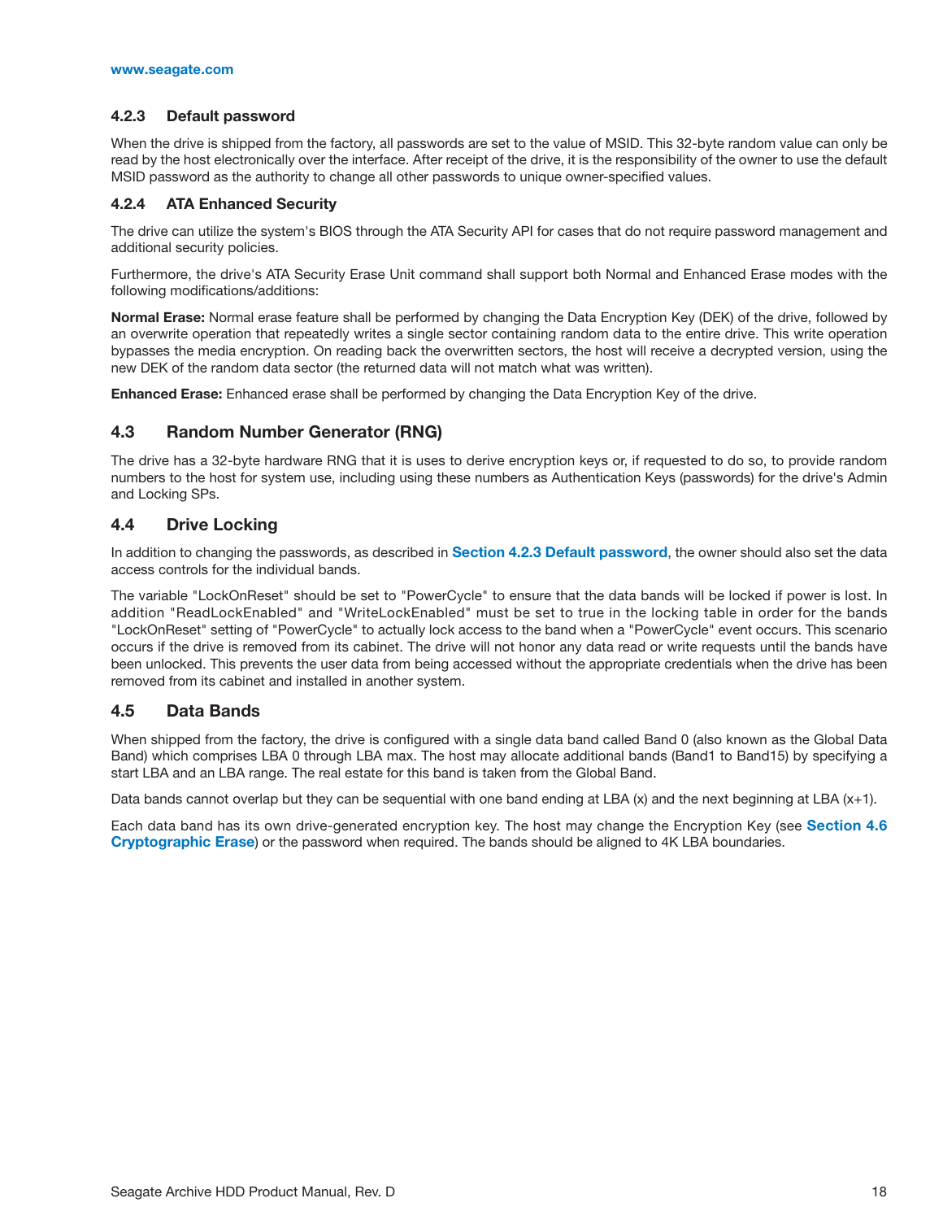### 4.2.3 Default password

When the drive is shipped from the factory, all passwords are set to the value of MSID. This 32-byte random value can only be read by the host electronically over the interface. After receipt of the drive, it is the responsibility of the owner to use the default MSID password as the authority to change all other passwords to unique owner-specified values.

### 4.2.4 ATA Enhanced Security

The drive can utilize the system's BIOS through the ATA Security API for cases that do not require password management and additional security policies.

Furthermore, the drive's ATA Security Erase Unit command shall support both Normal and Enhanced Erase modes with the following modifications/additions:

**Normal Erase:** Normal erase feature shall be performed by changing the Data Encryption Key (DEK) of the drive, followed by an overwrite operation that repeatedly writes a single sector containing random data to the entire drive. This write operation bypasses the media encryption. On reading back the overwritten sectors, the host will receive a decrypted version, using the new DEK of the random data sector (the returned data will not match what was written).

**Enhanced Erase:** Enhanced erase shall be performed by changing the Data Encryption Key of the drive.

## 4.3 Random Number Generator (RNG)

The drive has a 32-byte hardware RNG that it is uses to derive encryption keys or, if requested to do so, to provide random numbers to the host for system use, including using these numbers as Authentication Keys (passwords) for the drive's Admin and Locking SPs.

## 4.4 Drive Locking

In addition to changing the passwords, as described in **Section 4.2.3 Default password**, the owner should also set the data access controls for the individual bands.

The variable "LockOnReset" should be set to "PowerCycle" to ensure that the data bands will be locked if power is lost. In addition "ReadLockEnabled" and "WriteLockEnabled" must be set to true in the locking table in order for the bands "LockOnReset" setting of "PowerCycle" to actually lock access to the band when a "PowerCycle" event occurs. This scenario occurs if the drive is removed from its cabinet. The drive will not honor any data read or write requests until the bands have been unlocked. This prevents the user data from being accessed without the appropriate credentials when the drive has been removed from its cabinet and installed in another system.

## 4.5 Data Bands

When shipped from the factory, the drive is configured with a single data band called Band 0 (also known as the Global Data Band) which comprises LBA 0 through LBA max. The host may allocate additional bands (Band1 to Band15) by specifying a start LBA and an LBA range. The real estate for this band is taken from the Global Band.

Data bands cannot overlap but they can be sequential with one band ending at LBA (x) and the next beginning at LBA (x+1).

Each data band has its own drive-generated encryption key. The host may change the Encryption Key (see **Section 4.6 Cryptographic Erase**) or the password when required. The bands should be aligned to 4K LBA boundaries.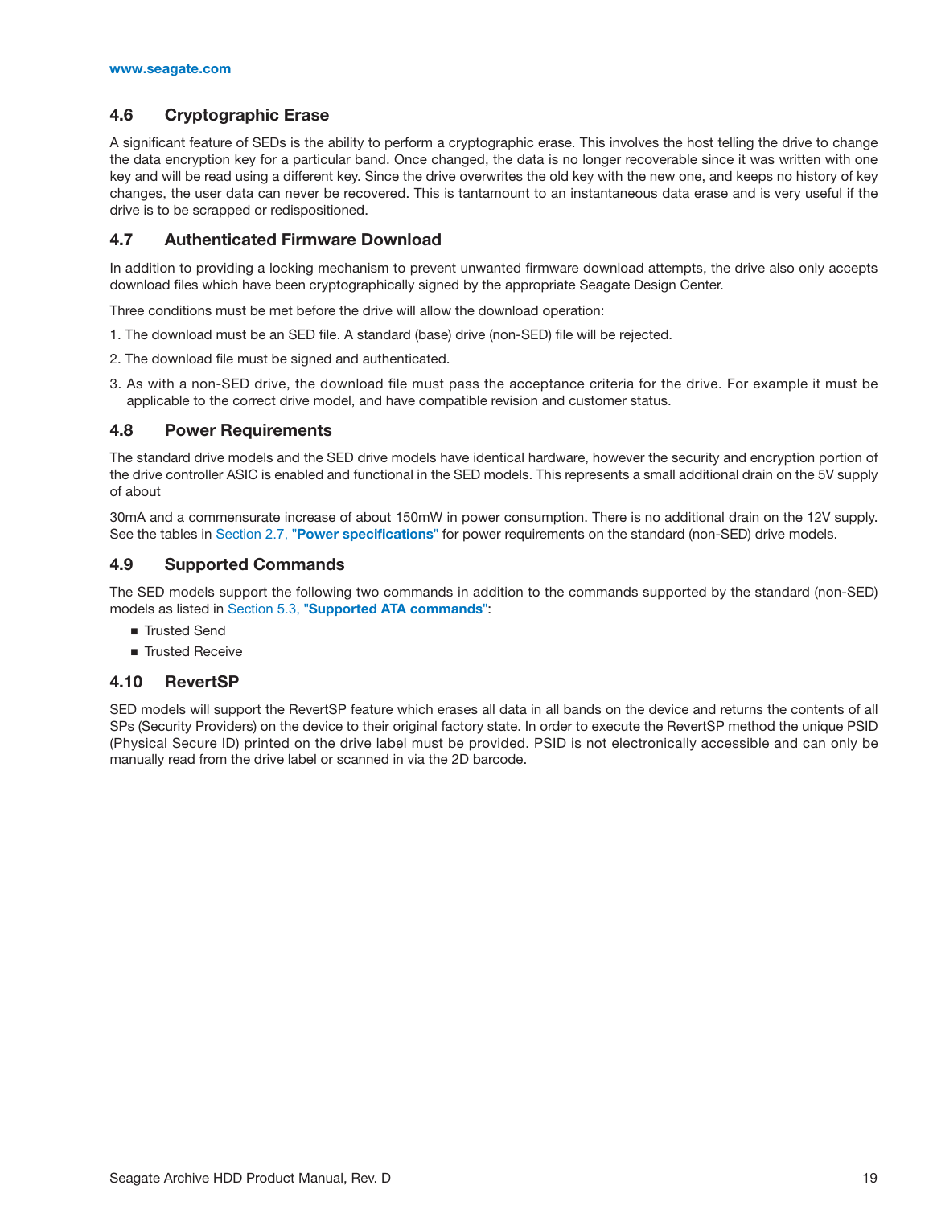## 4.6 Cryptographic Erase

A significant feature of SEDs is the ability to perform a cryptographic erase. This involves the host telling the drive to change the data encryption key for a particular band. Once changed, the data is no longer recoverable since it was written with one key and will be read using a different key. Since the drive overwrites the old key with the new one, and keeps no history of key changes, the user data can never be recovered. This is tantamount to an instantaneous data erase and is very useful if the drive is to be scrapped or redispositioned.

## 4.7 Authenticated Firmware Download

In addition to providing a locking mechanism to prevent unwanted firmware download attempts, the drive also only accepts download files which have been cryptographically signed by the appropriate Seagate Design Center.

Three conditions must be met before the drive will allow the download operation:

1. The download must be an SED file. A standard (base) drive (non-SED) file will be rejected.
2. The download file must be signed and authenticated.
3. As with a non-SED drive, the download file must pass the acceptance criteria for the drive. For example it must be applicable to the correct drive model, and have compatible revision and customer status.

## 4.8 Power Requirements

The standard drive models and the SED drive models have identical hardware, however the security and encryption portion of the drive controller ASIC is enabled and functional in the SED models. This represents a small additional drain on the 5V supply of about

30mA and a commensurate increase of about 150mW in power consumption. There is no additional drain on the 12V supply. See the tables in Section 2.7, "**Power specifications**" for power requirements on the standard (non-SED) drive models.

## 4.9 Supported Commands

The SED models support the following two commands in addition to the commands supported by the standard (non-SED) models as listed in Section 5.3, "**Supported ATA commands**":

- Trusted Send
- Trusted Receive

## 4.10 RevertSP

SED models will support the RevertSP feature which erases all data in all bands on the device and returns the contents of all SPs (Security Providers) on the device to their original factory state. In order to execute the RevertSP method the unique PSID (Physical Secure ID) printed on the drive label must be provided. PSID is not electronically accessible and can only be manually read from the drive label or scanned in via the 2D barcode.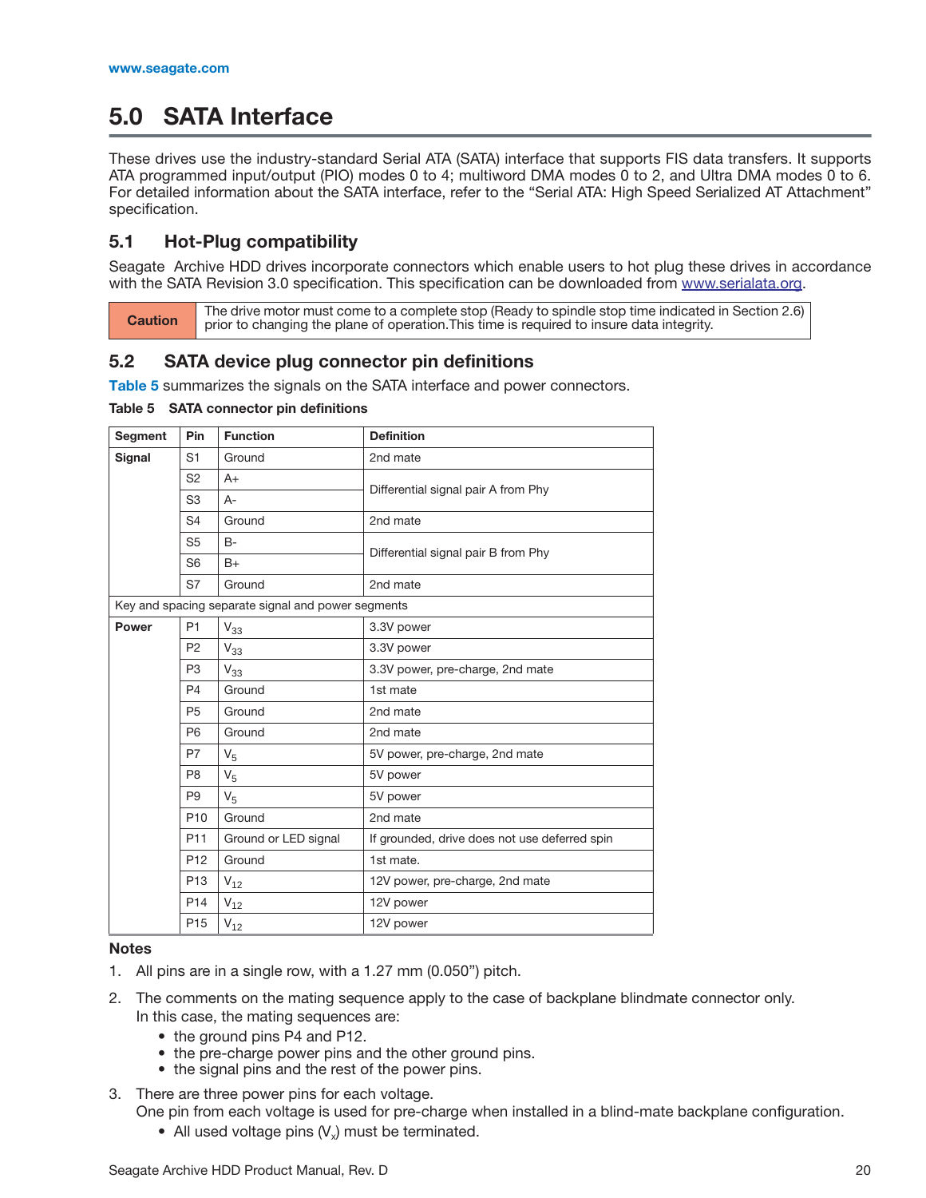# 5.0 SATA Interface

These drives use the industry-standard Serial ATA (SATA) interface that supports FIS data transfers. It supports ATA programmed input/output (PIO) modes 0 to 4; multiword DMA modes 0 to 2, and Ultra DMA modes 0 to 6. For detailed information about the SATA interface, refer to the “Serial ATA: High Speed Serialized AT Attachment” specification.

## 5.1 Hot-Plug compatibility

Seagate Archive HDD drives incorporate connectors which enable users to hot plug these drives in accordance with the SATA Revision 3.0 specification. This specification can be downloaded from www.serialata.org.

| **Caution** | The drive motor must come to a complete stop (Ready to spindle stop time indicated in Section 2.6) prior to changing the plane of operation.This time is required to insure data integrity. |
|---|---|

## 5.2 SATA device plug connector pin definitions

Table 5 summarizes the signals on the SATA interface and power connectors.

**Table 5 SATA connector pin definitions**

| Segment | Pin | Function | Definition |
|---|---|---|---|
| **Signal** | S1 | Ground | 2nd mate |
| | S2 | A+ | Differential signal pair A from Phy |
| | S3 | A- | |
| | S4 | Ground | 2nd mate |
| | S5 | B- | Differential signal pair B from Phy |
| | S6 | B+ | |
| | S7 | Ground | 2nd mate |
| Key and spacing separate signal and power segments | | | |
| **Power** | P1 | $V_{33}$ | 3.3V power |
| | P2 | $V_{33}$ | 3.3V power |
| | P3 | $V_{33}$ | 3.3V power, pre-charge, 2nd mate |
| | P4 | Ground | 1st mate |
| | P5 | Ground | 2nd mate |
| | P6 | Ground | 2nd mate |
| | P7 | $V_5$ | 5V power, pre-charge, 2nd mate |
| | P8 | $V_5$ | 5V power |
| | P9 | $V_5$ | 5V power |
| | P10 | Ground | 2nd mate |
| | P11 | Ground or LED signal | If grounded, drive does not use deferred spin |
| | P12 | Ground | 1st mate. |
| | P13 | $V_{12}$ | 12V power, pre-charge, 2nd mate |
| | P14 | $V_{12}$ | 12V power |
| | P15 | $V_{12}$ | 12V power |

**Notes**

1. All pins are in a single row, with a 1.27 mm (0.050”) pitch.
2. The comments on the mating sequence apply to the case of backplane blindmate connector only. In this case, the mating sequences are:
   - the ground pins P4 and P12.
   - the pre-charge power pins and the other ground pins.
   - the signal pins and the rest of the power pins.
3. There are three power pins for each voltage. One pin from each voltage is used for pre-charge when installed in a blind-mate backplane configuration.
   - All used voltage pins ($V_x$) must be terminated.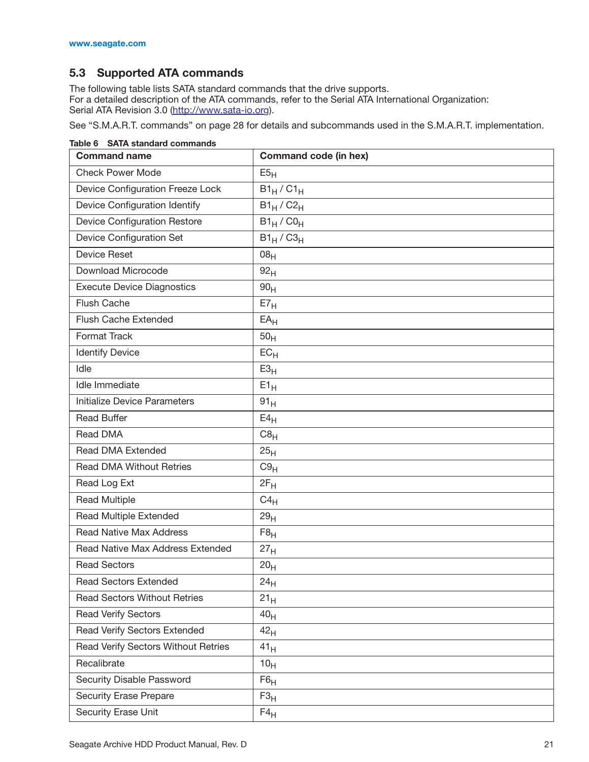## 5.3 Supported ATA commands

The following table lists SATA standard commands that the drive supports.
For a detailed description of the ATA commands, refer to the Serial ATA International Organization:
Serial ATA Revision 3.0 (http://www.sata-io.org).

See "S.M.A.R.T. commands" on page 28 for details and subcommands used in the S.M.A.R.T. implementation.

**Table 6 SATA standard commands**

| Command name | Command code (in hex) |
|---|---|
| Check Power Mode | $E5_H$ |
| Device Configuration Freeze Lock | $B1_H$ / $C1_H$ |
| Device Configuration Identify | $B1_H$ / $C2_H$ |
| Device Configuration Restore | $B1_H$ / $C0_H$ |
| Device Configuration Set | $B1_H$ / $C3_H$ |
| Device Reset | $08_H$ |
| Download Microcode | $92_H$ |
| Execute Device Diagnostics | $90_H$ |
| Flush Cache | $E7_H$ |
| Flush Cache Extended | $EA_H$ |
| Format Track | $50_H$ |
| Identify Device | $EC_H$ |
| Idle | $E3_H$ |
| Idle Immediate | $E1_H$ |
| Initialize Device Parameters | $91_H$ |
| Read Buffer | $E4_H$ |
| Read DMA | $C8_H$ |
| Read DMA Extended | $25_H$ |
| Read DMA Without Retries | $C9_H$ |
| Read Log Ext | $2F_H$ |
| Read Multiple | $C4_H$ |
| Read Multiple Extended | $29_H$ |
| Read Native Max Address | $F8_H$ |
| Read Native Max Address Extended | $27_H$ |
| Read Sectors | $20_H$ |
| Read Sectors Extended | $24_H$ |
| Read Sectors Without Retries | $21_H$ |
| Read Verify Sectors | $40_H$ |
| Read Verify Sectors Extended | $42_H$ |
| Read Verify Sectors Without Retries | $41_H$ |
| Recalibrate | $10_H$ |
| Security Disable Password | $F6_H$ |
| Security Erase Prepare | $F3_H$ |
| Security Erase Unit | $F4_H$ |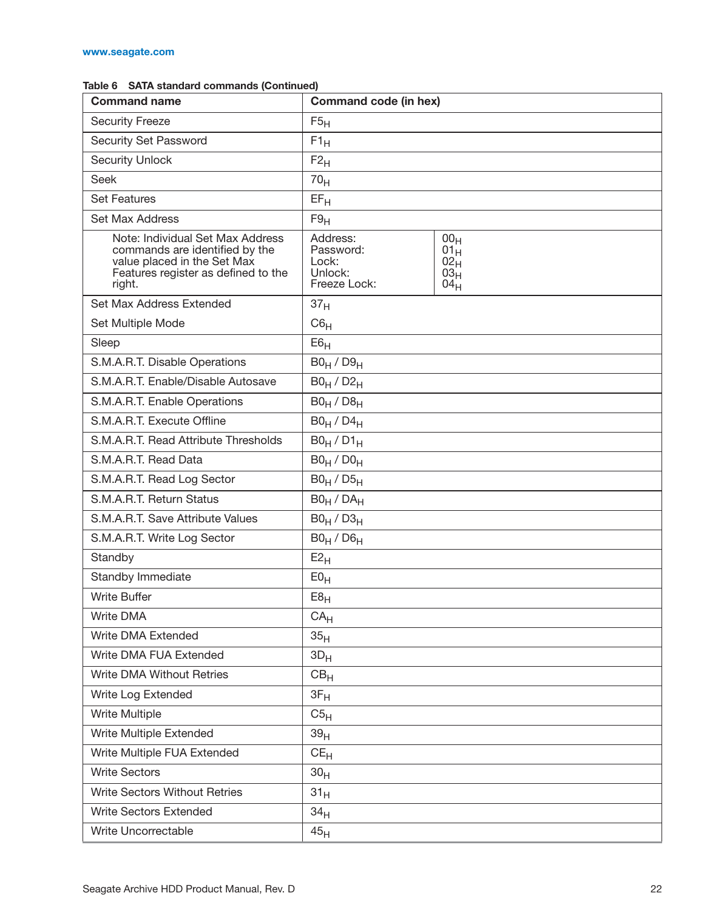**Table 6 SATA standard commands (Continued)**

| Command name | Command code (in hex) | |
|---|---|---|
| Security Freeze | $F5_H$ | |
| Security Set Password | $F1_H$ | |
| Security Unlock | $F2_H$ | |
| Seek | $70_H$ | |
| Set Features | $EF_H$ | |
| Set Max Address | $F9_H$ | |
| Note: Individual Set Max Address commands are identified by the value placed in the Set Max Features register as defined to the right. | Address:<br>Password:<br>Lock:<br>Unlock:<br>Freeze Lock: | $00_H$<br>$01_H$<br>$02_H$<br>$03_H$<br>$04_H$ |
| Set Max Address Extended | $37_H$ | |
| Set Multiple Mode | $C6_H$ | |
| Sleep | $E6_H$ | |
| S.M.A.R.T. Disable Operations | $B0_H$ / $D9_H$ | |
| S.M.A.R.T. Enable/Disable Autosave | $B0_H$ / $D2_H$ | |
| S.M.A.R.T. Enable Operations | $B0_H$ / $D8_H$ | |
| S.M.A.R.T. Execute Offline | $B0_H$ / $D4_H$ | |
| S.M.A.R.T. Read Attribute Thresholds | $B0_H$ / $D1_H$ | |
| S.M.A.R.T. Read Data | $B0_H$ / $D0_H$ | |
| S.M.A.R.T. Read Log Sector | $B0_H$ / $D5_H$ | |
| S.M.A.R.T. Return Status | $B0_H$ / $DA_H$ | |
| S.M.A.R.T. Save Attribute Values | $B0_H$ / $D3_H$ | |
| S.M.A.R.T. Write Log Sector | $B0_H$ / $D6_H$ | |
| Standby | $E2_H$ | |
| Standby Immediate | $E0_H$ | |
| Write Buffer | $E8_H$ | |
| Write DMA | $CA_H$ | |
| Write DMA Extended | $35_H$ | |
| Write DMA FUA Extended | $3D_H$ | |
| Write DMA Without Retries | $CB_H$ | |
| Write Log Extended | $3F_H$ | |
| Write Multiple | $C5_H$ | |
| Write Multiple Extended | $39_H$ | |
| Write Multiple FUA Extended | $CE_H$ | |
| Write Sectors | $30_H$ | |
| Write Sectors Without Retries | $31_H$ | |
| Write Sectors Extended | $34_H$ | |
| Write Uncorrectable | $45_H$ | |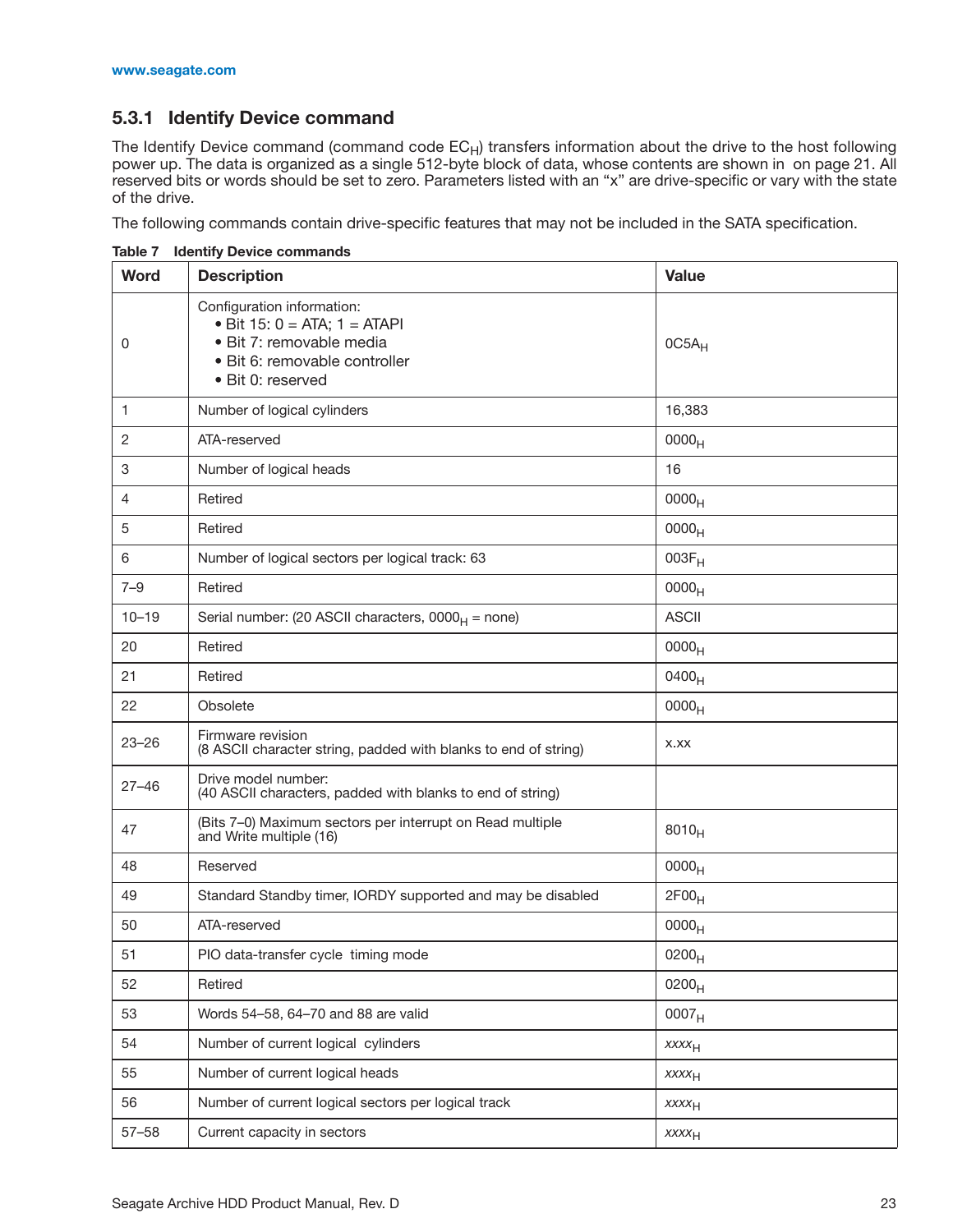## 5.3.1 Identify Device command

The Identify Device command (command code $EC_H$) transfers information about the drive to the host following power up. The data is organized as a single 512-byte block of data, whose contents are shown in  on page 21. All reserved bits or words should be set to zero. Parameters listed with an "x" are drive-specific or vary with the state of the drive.

The following commands contain drive-specific features that may not be included in the SATA specification.

**Table 7 Identify Device commands**

| Word | Description | Value |
|---|---|---|
| 0 | Configuration information:<br>• Bit 15: 0 = ATA; 1 = ATAPI<br>• Bit 7: removable media<br>• Bit 6: removable controller<br>• Bit 0: reserved | $0C5A_H$ |
| 1 | Number of logical cylinders | 16,383 |
| 2 | ATA-reserved | $0000_H$ |
| 3 | Number of logical heads | 16 |
| 4 | Retired | $0000_H$ |
| 5 | Retired | $0000_H$ |
| 6 | Number of logical sectors per logical track: 63 | $003F_H$ |
| 7–9 | Retired | $0000_H$ |
| 10–19 | Serial number: (20 ASCII characters, $0000_H$ = none) | ASCII |
| 20 | Retired | $0000_H$ |
| 21 | Retired | $0400_H$ |
| 22 | Obsolete | $0000_H$ |
| 23–26 | Firmware revision<br>(8 ASCII character string, padded with blanks to end of string) | x.xx |
| 27–46 | Drive model number:<br>(40 ASCII characters, padded with blanks to end of string) | |
| 47 | (Bits 7–0) Maximum sectors per interrupt on Read multiple and Write multiple (16) | $8010_H$ |
| 48 | Reserved | $0000_H$ |
| 49 | Standard Standby timer, IORDY supported and may be disabled | $2F00_H$ |
| 50 | ATA-reserved | $0000_H$ |
| 51 | PIO data-transfer cycle timing mode | $0200_H$ |
| 52 | Retired | $0200_H$ |
| 53 | Words 54–58, 64–70 and 88 are valid | $0007_H$ |
| 54 | Number of current logical cylinders | $xxxx_H$ |
| 55 | Number of current logical heads | $xxxx_H$ |
| 56 | Number of current logical sectors per logical track | $xxxx_H$ |
| 57–58 | Current capacity in sectors | $xxxx_H$ |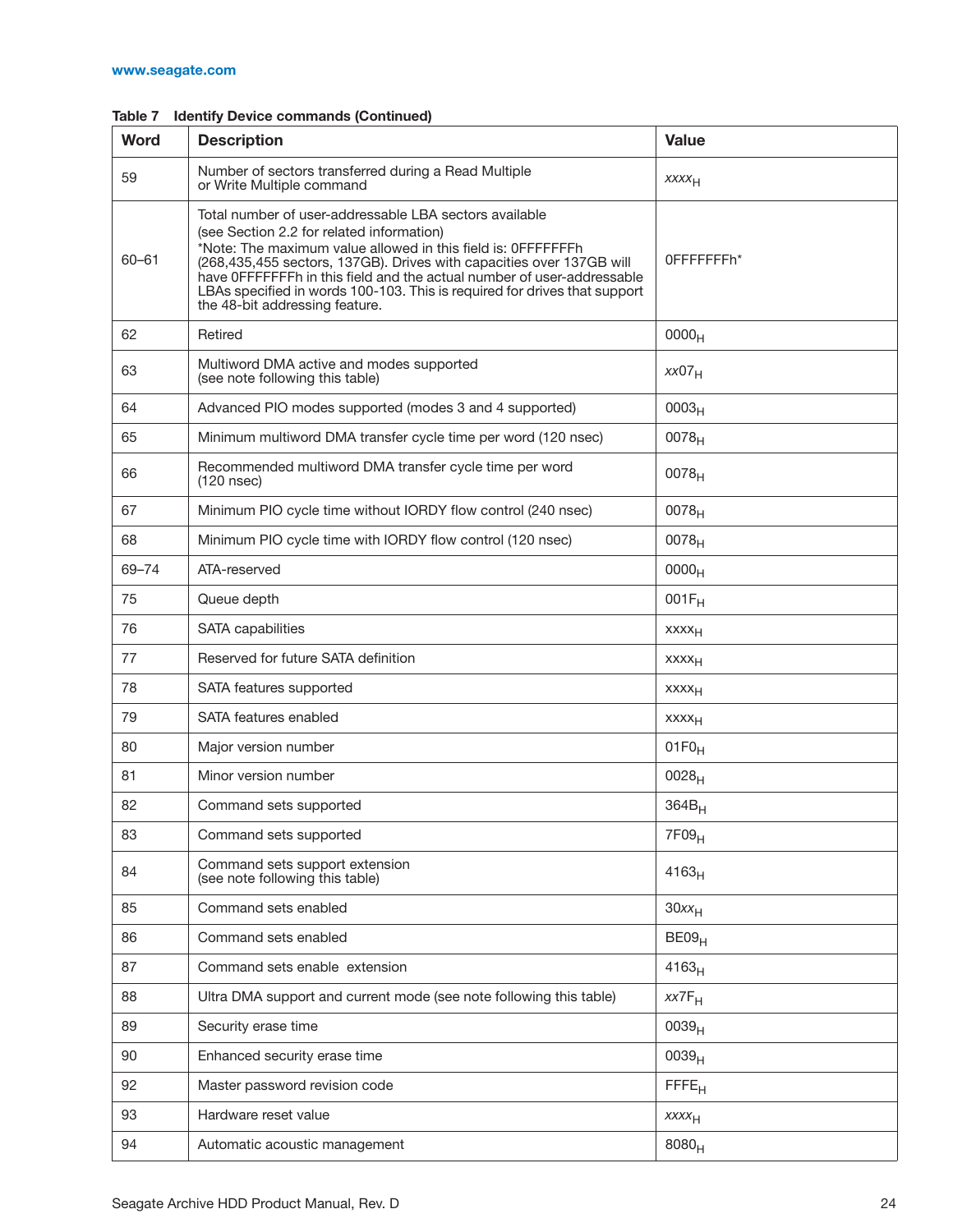**Table 7 Identify Device commands (Continued)**

| Word | Description | Value |
|---|---|---|
| 59 | Number of sectors transferred during a Read Multiple or Write Multiple command | $xxxx_H$ |
| 60–61 | Total number of user-addressable LBA sectors available (see Section 2.2 for related information) *Note: The maximum value allowed in this field is: 0FFFFFFFh (268,435,455 sectors, 137GB). Drives with capacities over 137GB will have 0FFFFFFFh in this field and the actual number of user-addressable LBAs specified in words 100-103. This is required for drives that support the 48-bit addressing feature. | 0FFFFFFFh* |
| 62 | Retired | $0000_H$ |
| 63 | Multiword DMA active and modes supported (see note following this table) | $xx07_H$ |
| 64 | Advanced PIO modes supported (modes 3 and 4 supported) | $0003_H$ |
| 65 | Minimum multiword DMA transfer cycle time per word (120 nsec) | $0078_H$ |
| 66 | Recommended multiword DMA transfer cycle time per word (120 nsec) | $0078_H$ |
| 67 | Minimum PIO cycle time without IORDY flow control (240 nsec) | $0078_H$ |
| 68 | Minimum PIO cycle time with IORDY flow control (120 nsec) | $0078_H$ |
| 69–74 | ATA-reserved | $0000_H$ |
| 75 | Queue depth | $001F_H$ |
| 76 | SATA capabilities | $xxxx_H$ |
| 77 | Reserved for future SATA definition | $xxxx_H$ |
| 78 | SATA features supported | $xxxx_H$ |
| 79 | SATA features enabled | $xxxx_H$ |
| 80 | Major version number | $01F0_H$ |
| 81 | Minor version number | $0028_H$ |
| 82 | Command sets supported | $364B_H$ |
| 83 | Command sets supported | $7F09_H$ |
| 84 | Command sets support extension (see note following this table) | $4163_H$ |
| 85 | Command sets enabled | $30xx_H$ |
| 86 | Command sets enabled | $BE09_H$ |
| 87 | Command sets enable extension | $4163_H$ |
| 88 | Ultra DMA support and current mode (see note following this table) | $xx7F_H$ |
| 89 | Security erase time | $0039_H$ |
| 90 | Enhanced security erase time | $0039_H$ |
| 92 | Master password revision code | $FFFE_H$ |
| 93 | Hardware reset value | $xxxx_H$ |
| 94 | Automatic acoustic management | $8080_H$ |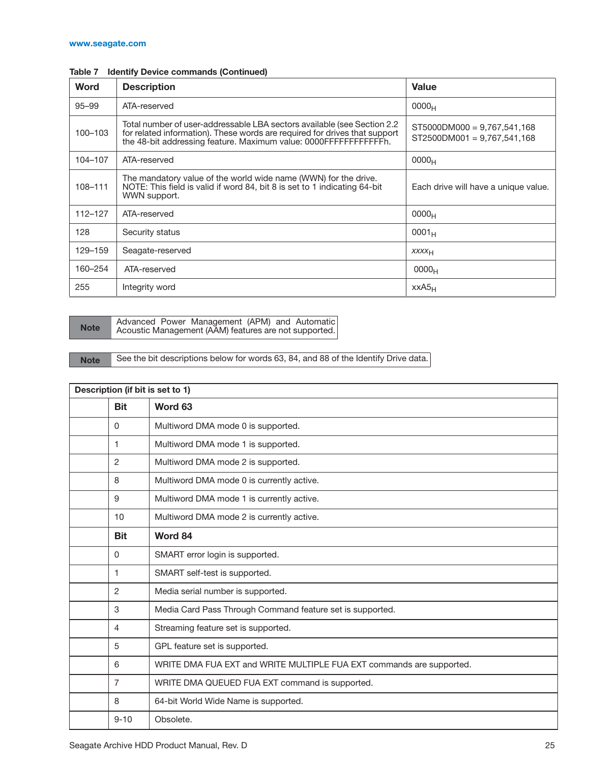Table 7 Identify Device commands (Continued)

| Word | Description | Value |
|---|---|---|
| 95–99 | ATA-reserved | $0000_H$ |
| 100–103 | Total number of user-addressable LBA sectors available (see Section 2.2 for related information). These words are required for drives that support the 48-bit addressing feature. Maximum value: 0000FFFFFFFFFFFFh. | ST5000DM000 = 9,767,541,168<br>ST2500DM001 = 9,767,541,168 |
| 104–107 | ATA-reserved | $0000_H$ |
| 108–111 | The mandatory value of the world wide name (WWN) for the drive. NOTE: This field is valid if word 84, bit 8 is set to 1 indicating 64-bit WWN support. | Each drive will have a unique value. |
| 112–127 | ATA-reserved | $0000_H$ |
| 128 | Security status | $0001_H$ |
| 129–159 | Seagate-reserved | *xxxx*$_H$ |
| 160–254 | ATA-reserved | $0000_H$ |
| 255 | Integrity word | xxA5$_H$ |

| Note | Advanced Power Management (APM) and Automatic Acoustic Management (AAM) features are not supported. |
|---|---|

| Note | See the bit descriptions below for words 63, 84, and 88 of the Identify Drive data. |
|---|---|

| Description (if bit is set to 1) | | |
|---|---|---|
| | **Bit** | **Word 63** |
| | 0 | Multiword DMA mode 0 is supported. |
| | 1 | Multiword DMA mode 1 is supported. |
| | 2 | Multiword DMA mode 2 is supported. |
| | 8 | Multiword DMA mode 0 is currently active. |
| | 9 | Multiword DMA mode 1 is currently active. |
| | 10 | Multiword DMA mode 2 is currently active. |
| | **Bit** | **Word 84** |
| | 0 | SMART error login is supported. |
| | 1 | SMART self-test is supported. |
| | 2 | Media serial number is supported. |
| | 3 | Media Card Pass Through Command feature set is supported. |
| | 4 | Streaming feature set is supported. |
| | 5 | GPL feature set is supported. |
| | 6 | WRITE DMA FUA EXT and WRITE MULTIPLE FUA EXT commands are supported. |
| | 7 | WRITE DMA QUEUED FUA EXT command is supported. |
| | 8 | 64-bit World Wide Name is supported. |
| | 9-10 | Obsolete. |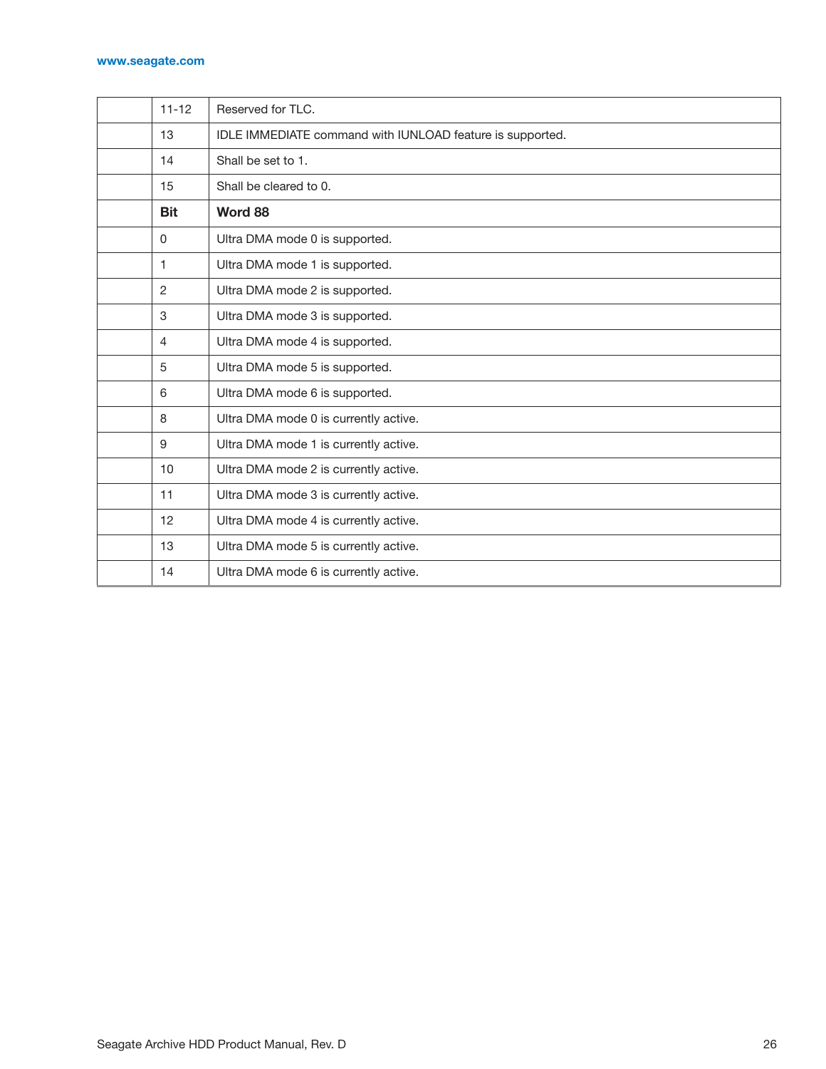| | | |
|---|---|---|
| | 11-12 | Reserved for TLC. |
| | 13 | IDLE IMMEDIATE command with IUNLOAD feature is supported. |
| | 14 | Shall be set to 1. |
| | 15 | Shall be cleared to 0. |
| | **Bit** | **Word 88** |
| | 0 | Ultra DMA mode 0 is supported. |
| | 1 | Ultra DMA mode 1 is supported. |
| | 2 | Ultra DMA mode 2 is supported. |
| | 3 | Ultra DMA mode 3 is supported. |
| | 4 | Ultra DMA mode 4 is supported. |
| | 5 | Ultra DMA mode 5 is supported. |
| | 6 | Ultra DMA mode 6 is supported. |
| | 8 | Ultra DMA mode 0 is currently active. |
| | 9 | Ultra DMA mode 1 is currently active. |
| | 10 | Ultra DMA mode 2 is currently active. |
| | 11 | Ultra DMA mode 3 is currently active. |
| | 12 | Ultra DMA mode 4 is currently active. |
| | 13 | Ultra DMA mode 5 is currently active. |
| | 14 | Ultra DMA mode 6 is currently active. |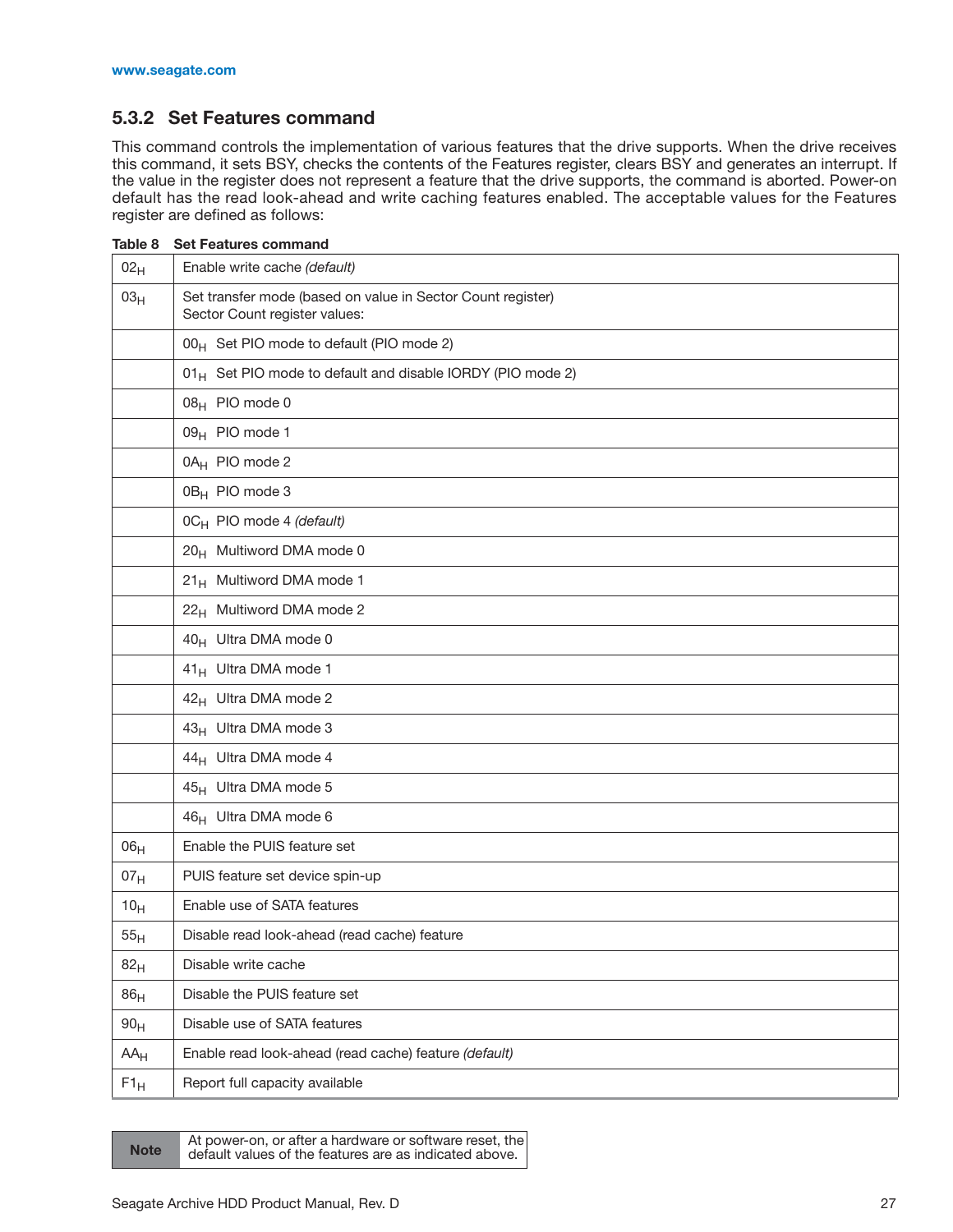## 5.3.2 Set Features command

This command controls the implementation of various features that the drive supports. When the drive receives this command, it sets BSY, checks the contents of the Features register, clears BSY and generates an interrupt. If the value in the register does not represent a feature that the drive supports, the command is aborted. Power-on default has the read look-ahead and write caching features enabled. The acceptable values for the Features register are defined as follows:

**Table 8 Set Features command**

| | |
|---|---|
| $02_H$ | Enable write cache *(default)* |
| $03_H$ | Set transfer mode (based on value in Sector Count register)<br>Sector Count register values: |
| | $00_H$ Set PIO mode to default (PIO mode 2) |
| | $01_H$ Set PIO mode to default and disable IORDY (PIO mode 2) |
| | $08_H$ PIO mode 0 |
| | $09_H$ PIO mode 1 |
| | $0A_H$ PIO mode 2 |
| | $0B_H$ PIO mode 3 |
| | $0C_H$ PIO mode 4 *(default)* |
| | $20_H$ Multiword DMA mode 0 |
| | $21_H$ Multiword DMA mode 1 |
| | $22_H$ Multiword DMA mode 2 |
| | $40_H$ Ultra DMA mode 0 |
| | $41_H$ Ultra DMA mode 1 |
| | $42_H$ Ultra DMA mode 2 |
| | $43_H$ Ultra DMA mode 3 |
| | $44_H$ Ultra DMA mode 4 |
| | $45_H$ Ultra DMA mode 5 |
| | $46_H$ Ultra DMA mode 6 |
| $06_H$ | Enable the PUIS feature set |
| $07_H$ | PUIS feature set device spin-up |
| $10_H$ | Enable use of SATA features |
| $55_H$ | Disable read look-ahead (read cache) feature |
| $82_H$ | Disable write cache |
| $86_H$ | Disable the PUIS feature set |
| $90_H$ | Disable use of SATA features |
| $AA_H$ | Enable read look-ahead (read cache) feature *(default)* |
| $F1_H$ | Report full capacity available |

| **Note** | At power-on, or after a hardware or software reset, the default values of the features are as indicated above. |
|---|---|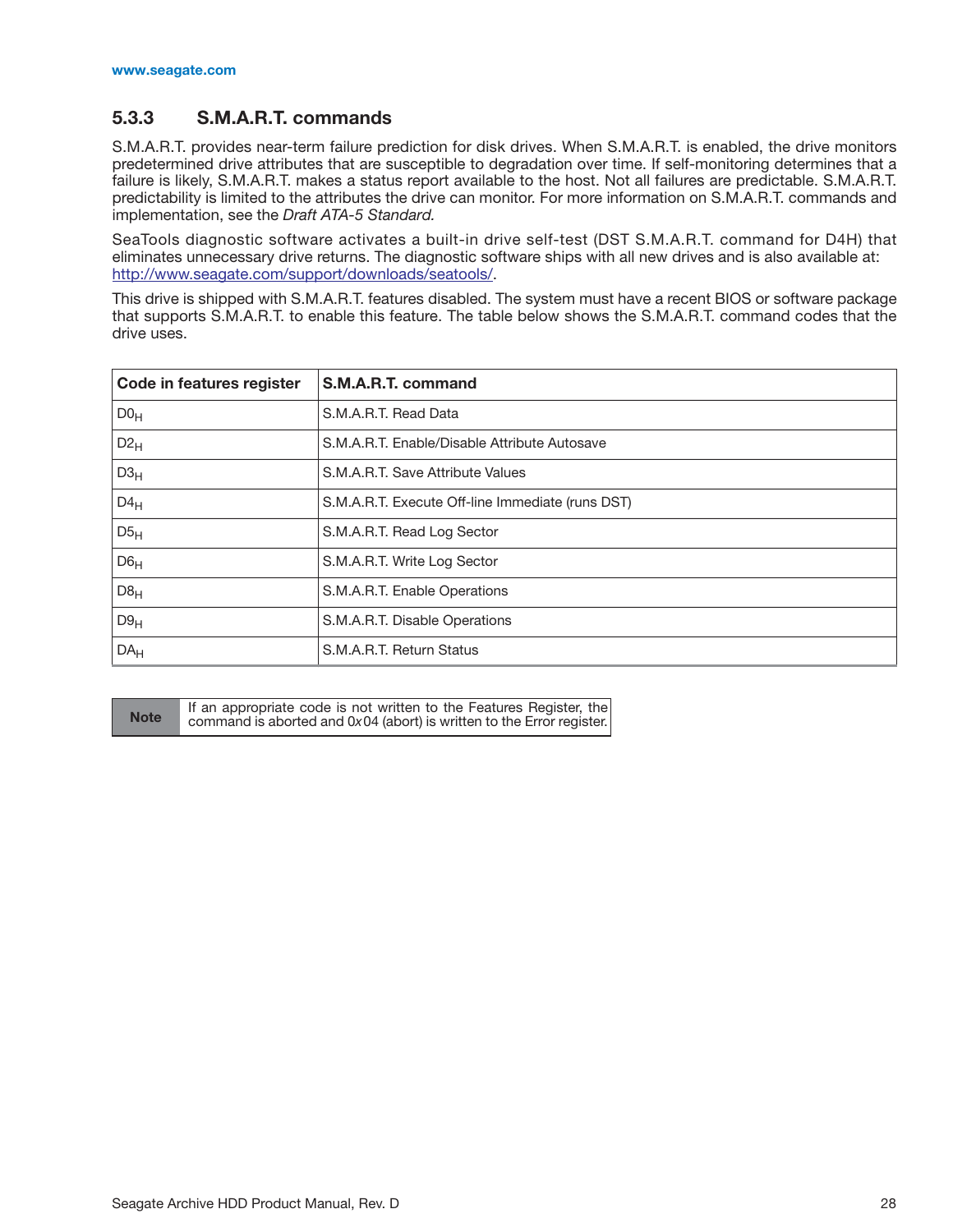### 5.3.3 S.M.A.R.T. commands

S.M.A.R.T. provides near-term failure prediction for disk drives. When S.M.A.R.T. is enabled, the drive monitors predetermined drive attributes that are susceptible to degradation over time. If self-monitoring determines that a failure is likely, S.M.A.R.T. makes a status report available to the host. Not all failures are predictable. S.M.A.R.T. predictability is limited to the attributes the drive can monitor. For more information on S.M.A.R.T. commands and implementation, see the *Draft ATA-5 Standard.*

SeaTools diagnostic software activates a built-in drive self-test (DST S.M.A.R.T. command for D4H) that eliminates unnecessary drive returns. The diagnostic software ships with all new drives and is also available at: http://www.seagate.com/support/downloads/seatools/.

This drive is shipped with S.M.A.R.T. features disabled. The system must have a recent BIOS or software package that supports S.M.A.R.T. to enable this feature. The table below shows the S.M.A.R.T. command codes that the drive uses.

| Code in features register | S.M.A.R.T. command |
|---|---|
| $D0_H$ | S.M.A.R.T. Read Data |
| $D2_H$ | S.M.A.R.T. Enable/Disable Attribute Autosave |
| $D3_H$ | S.M.A.R.T. Save Attribute Values |
| $D4_H$ | S.M.A.R.T. Execute Off-line Immediate (runs DST) |
| $D5_H$ | S.M.A.R.T. Read Log Sector |
| $D6_H$ | S.M.A.R.T. Write Log Sector |
| $D8_H$ | S.M.A.R.T. Enable Operations |
| $D9_H$ | S.M.A.R.T. Disable Operations |
| $DA_H$ | S.M.A.R.T. Return Status |

| Note | If an appropriate code is not written to the Features Register, the command is aborted and 0*x*04 (abort) is written to the Error register. |
|---|---|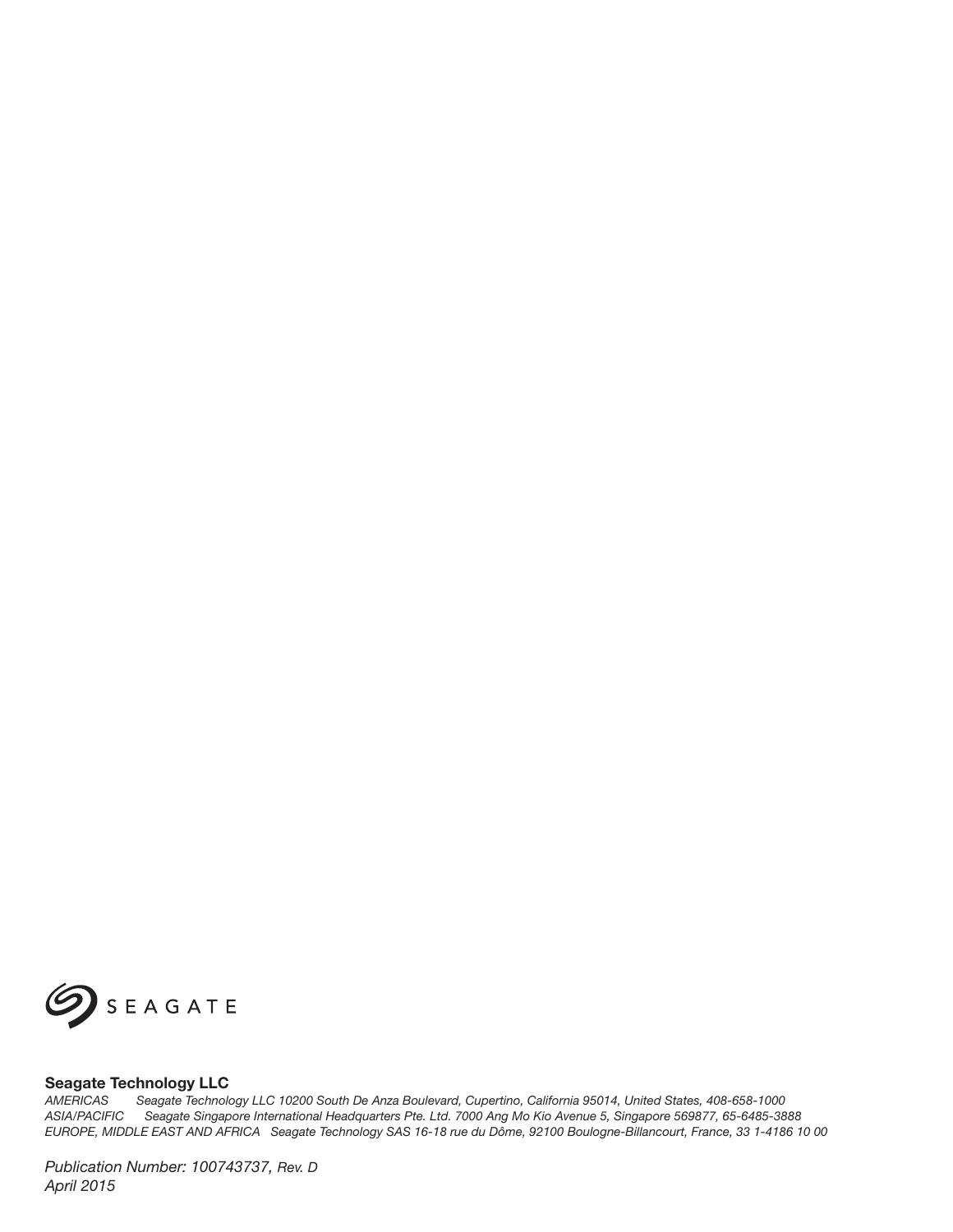SEAGATE

**Seagate Technology LLC**

*AMERICAS Seagate Technology LLC 10200 South De Anza Boulevard, Cupertino, California 95014, United States, 408-658-1000*
*ASIA/PACIFIC Seagate Singapore International Headquarters Pte. Ltd. 7000 Ang Mo Kio Avenue 5, Singapore 569877, 65-6485-3888*
*EUROPE, MIDDLE EAST AND AFRICA Seagate Technology SAS 16-18 rue du Dôme, 92100 Boulogne-Billancourt, France, 33 1-4186 10 00*

*Publication Number: 100743737, Rev. D*
*April 2015*